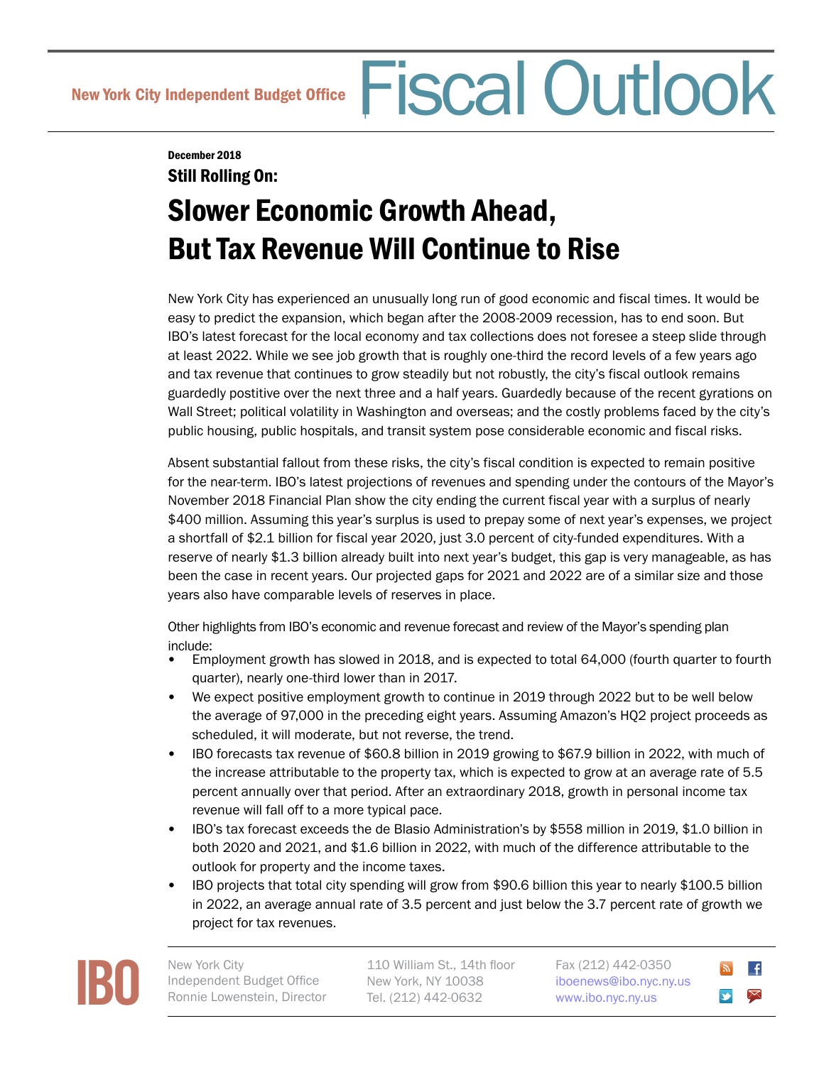New York City Independent Budget Office

# Fiscal Outlook

**December 2018**

**Still Rolling On:**

## Slower Economic Growth Ahead, But Tax Revenue Will Continue to Rise

New York City has experienced an unusually long run of good economic and fiscal times. It would be easy to predict the expansion, which began after the 2008-2009 recession, has to end soon. But IBO's latest forecast for the local economy and tax collections does not foresee a steep slide through at least 2022. While we see job growth that is roughly one-third the record levels of a few years ago and tax revenue that continues to grow steadily but not robustly, the city's fiscal outlook remains guardedly postitive over the next three and a half years. Guardedly because of the recent gyrations on Wall Street; political volatility in Washington and overseas; and the costly problems faced by the city's public housing, public hospitals, and transit system pose considerable economic and fiscal risks.

Absent substantial fallout from these risks, the city's fiscal condition is expected to remain positive for the near-term. IBO's latest projections of revenues and spending under the contours of the Mayor's November 2018 Financial Plan show the city ending the current fiscal year with a surplus of nearly $400 million. Assuming this year's surplus is used to prepay some of next year's expenses, we project a shortfall of $2.1 billion for fiscal year 2020, just 3.0 percent of city-funded expenditures. With a reserve of nearly $1.3 billion already built into next year's budget, this gap is very manageable, as has been the case in recent years. Our projected gaps for 2021 and 2022 are of a similar size and those years also have comparable levels of reserves in place.

Other highlights from IBO's economic and revenue forecast and review of the Mayor's spending plan include:

- Employment growth has slowed in 2018, and is expected to total 64,000 (fourth quarter to fourth quarter), nearly one-third lower than in 2017.
- We expect positive employment growth to continue in 2019 through 2022 but to be well below the average of 97,000 in the preceding eight years. Assuming Amazon's HQ2 project proceeds as scheduled, it will moderate, but not reverse, the trend.
- IBO forecasts tax revenue of $60.8 billion in 2019 growing to $67.9 billion in 2022, with much of the increase attributable to the property tax, which is expected to grow at an average rate of 5.5 percent annually over that period. After an extraordinary 2018, growth in personal income tax revenue will fall off to a more typical pace.
- IBO's tax forecast exceeds the de Blasio Administration's by $558 million in 2019, $1.0 billion in both 2020 and 2021, and $1.6 billion in 2022, with much of the difference attributable to the outlook for property and the income taxes.
- IBO projects that total city spending will grow from $90.6 billion this year to nearly $100.5 billion in 2022, an average annual rate of 3.5 percent and just below the 3.7 percent rate of growth we project for tax revenues.

IBO

New York City Independent Budget Office
Ronnie Lowenstein, Director

110 William St., 14th floor
New York, NY 10038
Tel. (212) 442-0632

Fax (212) 442-0350
iboenews@ibo.nyc.ny.us
www.ibo.nyc.ny.us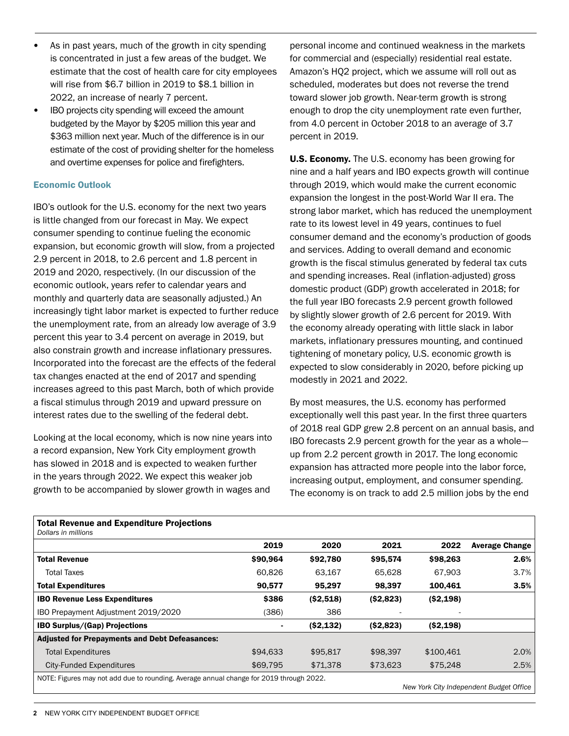- As in past years, much of the growth in city spending is concentrated in just a few areas of the budget. We estimate that the cost of health care for city employees will rise from $6.7 billion in 2019 to $8.1 billion in 2022, an increase of nearly 7 percent.
- IBO projects city spending will exceed the amount budgeted by the Mayor by $205 million this year and $363 million next year. Much of the difference is in our estimate of the cost of providing shelter for the homeless and overtime expenses for police and firefighters.

### Economic Outlook

IBO's outlook for the U.S. economy for the next two years is little changed from our forecast in May. We expect consumer spending to continue fueling the economic expansion, but economic growth will slow, from a projected 2.9 percent in 2018, to 2.6 percent and 1.8 percent in 2019 and 2020, respectively. (In our discussion of the economic outlook, years refer to calendar years and monthly and quarterly data are seasonally adjusted.) An increasingly tight labor market is expected to further reduce the unemployment rate, from an already low average of 3.9 percent this year to 3.4 percent on average in 2019, but also constrain growth and increase inflationary pressures. Incorporated into the forecast are the effects of the federal tax changes enacted at the end of 2017 and spending increases agreed to this past March, both of which provide a fiscal stimulus through 2019 and upward pressure on interest rates due to the swelling of the federal debt.

Looking at the local economy, which is now nine years into a record expansion, New York City employment growth has slowed in 2018 and is expected to weaken further in the years through 2022. We expect this weaker job growth to be accompanied by slower growth in wages and personal income and continued weakness in the markets for commercial and (especially) residential real estate. Amazon's HQ2 project, which we assume will roll out as scheduled, moderates but does not reverse the trend toward slower job growth. Near-term growth is strong enough to drop the city unemployment rate even further, from 4.0 percent in October 2018 to an average of 3.7 percent in 2019.

**U.S. Economy.** The U.S. economy has been growing for nine and a half years and IBO expects growth will continue through 2019, which would make the current economic expansion the longest in the post-World War II era. The strong labor market, which has reduced the unemployment rate to its lowest level in 49 years, continues to fuel consumer demand and the economy's production of goods and services. Adding to overall demand and economic growth is the fiscal stimulus generated by federal tax cuts and spending increases. Real (inflation-adjusted) gross domestic product (GDP) growth accelerated in 2018; for the full year IBO forecasts 2.9 percent growth followed by slightly slower growth of 2.6 percent for 2019. With the economy already operating with little slack in labor markets, inflationary pressures mounting, and continued tightening of monetary policy, U.S. economic growth is expected to slow considerably in 2020, before picking up modestly in 2021 and 2022.

By most measures, the U.S. economy has performed exceptionally well this past year. In the first three quarters of 2018 real GDP grew 2.8 percent on an annual basis, and IBO forecasts 2.9 percent growth for the year as a whole—up from 2.2 percent growth in 2017. The long economic expansion has attracted more people into the labor force, increasing output, employment, and consumer spending. The economy is on track to add 2.5 million jobs by the end

**Total Revenue and Expenditure Projections**
*Dollars in millions*

| | 2019 | 2020 | 2021 | 2022 | Average Change |
|---|---|---|---|---|---|
| **Total Revenue** | **$90,964** | **$92,780** | **$95,574** | **$98,263** | **2.6%** |
| Total Taxes | 60,826 | 63,167 | 65,628 | 67,903 | 3.7% |
| **Total Expenditures** | **90,577** | **95,297** | **98,397** | **100,461** | **3.5%** |
| **IBO Revenue Less Expenditures** | **$386** | **($2,518)** | **($2,823)** | **($2,198)** | |
| IBO Prepayment Adjustment 2019/2020 | (386) | 386 | - | - | |
| **IBO Surplus/(Gap) Projections** | **-** | **($2,132)** | **($2,823)** | **($2,198)** | |
| **Adjusted for Prepayments and Debt Defeasances:** | | | | | |
| Total Expenditures | $94,633 | $95,817 | $98,397 | $100,461 | 2.0% |
| City-Funded Expenditures | $69,795 | $71,378 | $73,623 | $75,248 | 2.5% |

NOTE: Figures may not add due to rounding. Average annual change for 2019 through 2022.

*New York City Independent Budget Office*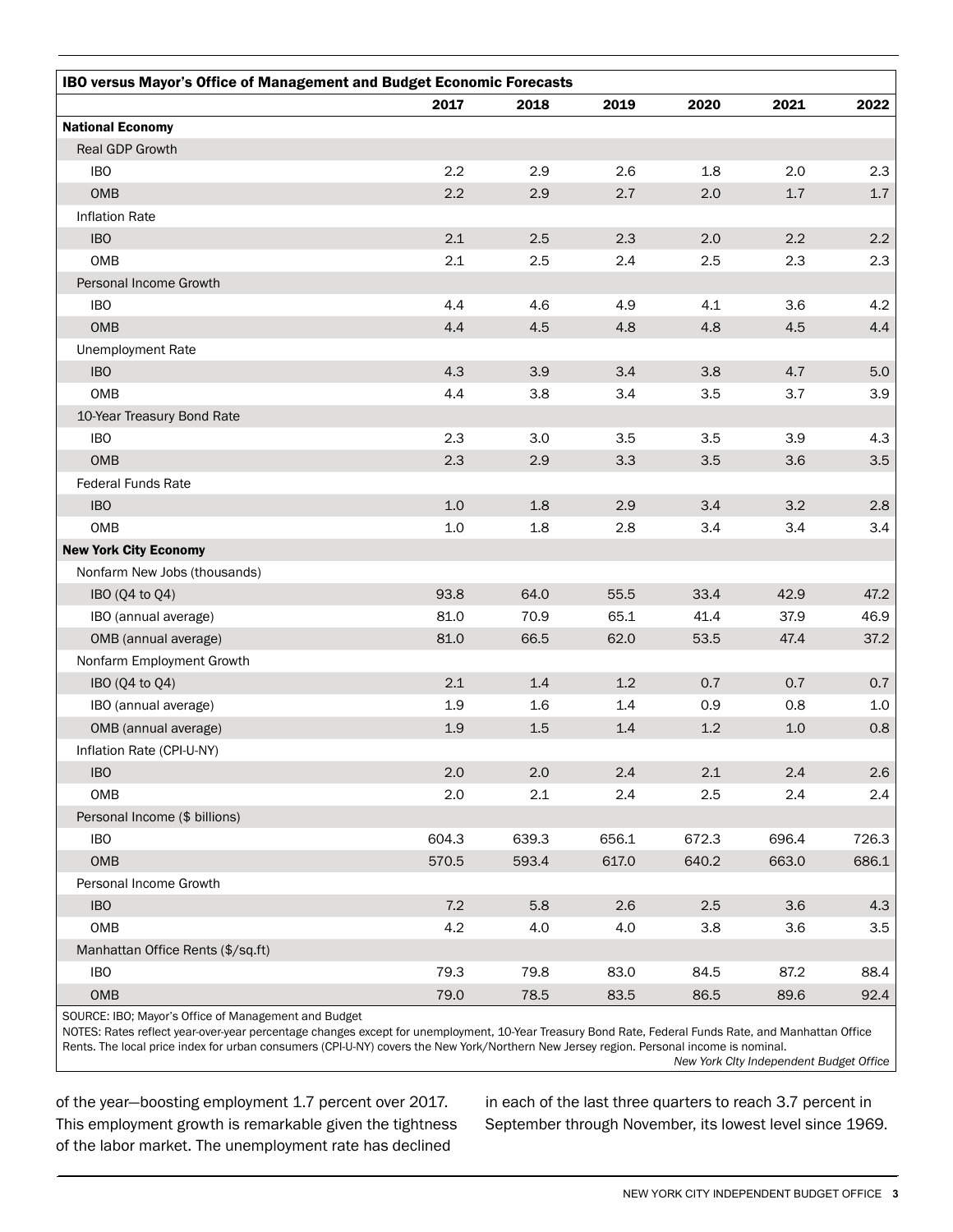**IBO versus Mayor's Office of Management and Budget Economic Forecasts**

| | 2017 | 2018 | 2019 | 2020 | 2021 | 2022 |
|---|---|---|---|---|---|---|
| **National Economy** | | | | | | |
| Real GDP Growth | | | | | | |
| IBO | 2.2 | 2.9 | 2.6 | 1.8 | 2.0 | 2.3 |
| OMB | 2.2 | 2.9 | 2.7 | 2.0 | 1.7 | 1.7 |
| Inflation Rate | | | | | | |
| IBO | 2.1 | 2.5 | 2.3 | 2.0 | 2.2 | 2.2 |
| OMB | 2.1 | 2.5 | 2.4 | 2.5 | 2.3 | 2.3 |
| Personal Income Growth | | | | | | |
| IBO | 4.4 | 4.6 | 4.9 | 4.1 | 3.6 | 4.2 |
| OMB | 4.4 | 4.5 | 4.8 | 4.8 | 4.5 | 4.4 |
| Unemployment Rate | | | | | | |
| IBO | 4.3 | 3.9 | 3.4 | 3.8 | 4.7 | 5.0 |
| OMB | 4.4 | 3.8 | 3.4 | 3.5 | 3.7 | 3.9 |
| 10-Year Treasury Bond Rate | | | | | | |
| IBO | 2.3 | 3.0 | 3.5 | 3.5 | 3.9 | 4.3 |
| OMB | 2.3 | 2.9 | 3.3 | 3.5 | 3.6 | 3.5 |
| Federal Funds Rate | | | | | | |
| IBO | 1.0 | 1.8 | 2.9 | 3.4 | 3.2 | 2.8 |
| OMB | 1.0 | 1.8 | 2.8 | 3.4 | 3.4 | 3.4 |
| **New York City Economy** | | | | | | |
| Nonfarm New Jobs (thousands) | | | | | | |
| IBO (Q4 to Q4) | 93.8 | 64.0 | 55.5 | 33.4 | 42.9 | 47.2 |
| IBO (annual average) | 81.0 | 70.9 | 65.1 | 41.4 | 37.9 | 46.9 |
| OMB (annual average) | 81.0 | 66.5 | 62.0 | 53.5 | 47.4 | 37.2 |
| Nonfarm Employment Growth | | | | | | |
| IBO (Q4 to Q4) | 2.1 | 1.4 | 1.2 | 0.7 | 0.7 | 0.7 |
| IBO (annual average) | 1.9 | 1.6 | 1.4 | 0.9 | 0.8 | 1.0 |
| OMB (annual average) | 1.9 | 1.5 | 1.4 | 1.2 | 1.0 | 0.8 |
| Inflation Rate (CPI-U-NY) | | | | | | |
| IBO | 2.0 | 2.0 | 2.4 | 2.1 | 2.4 | 2.6 |
| OMB | 2.0 | 2.1 | 2.4 | 2.5 | 2.4 | 2.4 |
| Personal Income ($ billions) | | | | | | |
| IBO | 604.3 | 639.3 | 656.1 | 672.3 | 696.4 | 726.3 |
| OMB | 570.5 | 593.4 | 617.0 | 640.2 | 663.0 | 686.1 |
| Personal Income Growth | | | | | | |
| IBO | 7.2 | 5.8 | 2.6 | 2.5 | 3.6 | 4.3 |
| OMB | 4.2 | 4.0 | 4.0 | 3.8 | 3.6 | 3.5 |
| Manhattan Office Rents ($/sq.ft) | | | | | | |
| IBO | 79.3 | 79.8 | 83.0 | 84.5 | 87.2 | 88.4 |
| OMB | 79.0 | 78.5 | 83.5 | 86.5 | 89.6 | 92.4 |

SOURCE: IBO; Mayor's Office of Management and Budget

NOTES: Rates reflect year-over-year percentage changes except for unemployment, 10-Year Treasury Bond Rate, Federal Funds Rate, and Manhattan Office Rents. The local price index for urban consumers (CPI-U-NY) covers the New York/Northern New Jersey region. Personal income is nominal.

*New York City Independent Budget Office*

of the year—boosting employment 1.7 percent over 2017. This employment growth is remarkable given the tightness of the labor market. The unemployment rate has declined in each of the last three quarters to reach 3.7 percent in September through November, its lowest level since 1969.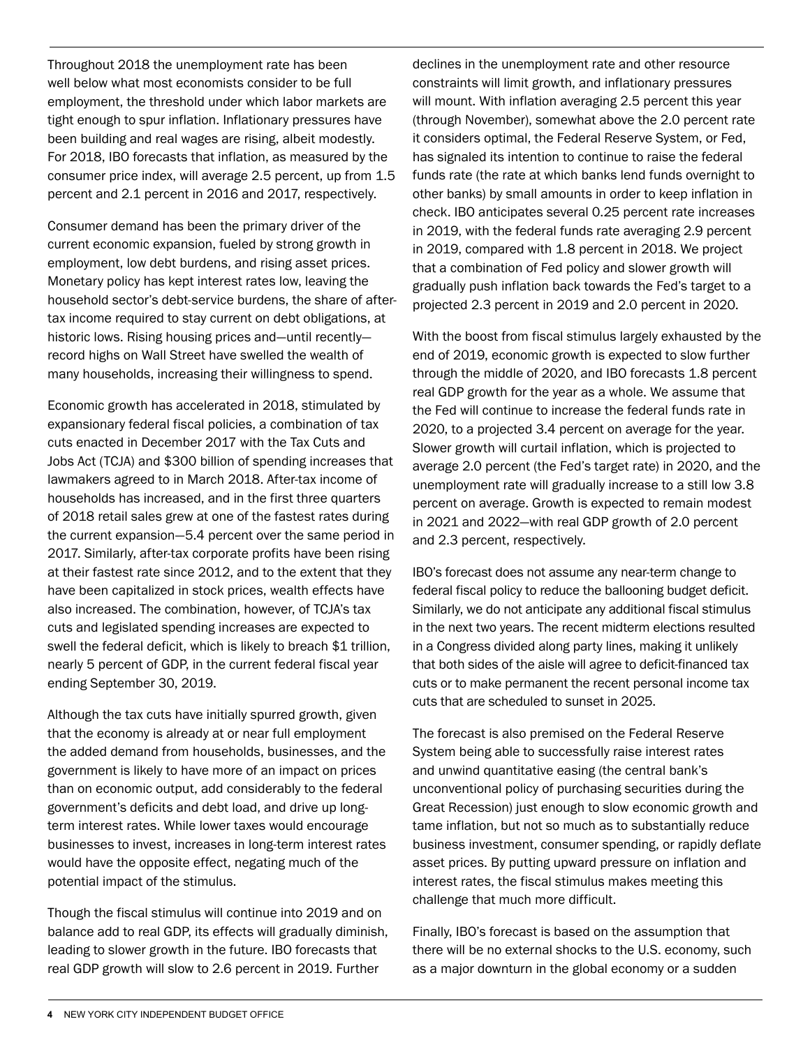Throughout 2018 the unemployment rate has been well below what most economists consider to be full employment, the threshold under which labor markets are tight enough to spur inflation. Inflationary pressures have been building and real wages are rising, albeit modestly. For 2018, IBO forecasts that inflation, as measured by the consumer price index, will average 2.5 percent, up from 1.5 percent and 2.1 percent in 2016 and 2017, respectively.

Consumer demand has been the primary driver of the current economic expansion, fueled by strong growth in employment, low debt burdens, and rising asset prices. Monetary policy has kept interest rates low, leaving the household sector's debt-service burdens, the share of after-tax income required to stay current on debt obligations, at historic lows. Rising housing prices and—until recently—record highs on Wall Street have swelled the wealth of many households, increasing their willingness to spend.

Economic growth has accelerated in 2018, stimulated by expansionary federal fiscal policies, a combination of tax cuts enacted in December 2017 with the Tax Cuts and Jobs Act (TCJA) and $300 billion of spending increases that lawmakers agreed to in March 2018. After-tax income of households has increased, and in the first three quarters of 2018 retail sales grew at one of the fastest rates during the current expansion—5.4 percent over the same period in 2017. Similarly, after-tax corporate profits have been rising at their fastest rate since 2012, and to the extent that they have been capitalized in stock prices, wealth effects have also increased. The combination, however, of TCJA's tax cuts and legislated spending increases are expected to swell the federal deficit, which is likely to breach $1 trillion, nearly 5 percent of GDP, in the current federal fiscal year ending September 30, 2019.

Although the tax cuts have initially spurred growth, given that the economy is already at or near full employment the added demand from households, businesses, and the government is likely to have more of an impact on prices than on economic output, add considerably to the federal government's deficits and debt load, and drive up long-term interest rates. While lower taxes would encourage businesses to invest, increases in long-term interest rates would have the opposite effect, negating much of the potential impact of the stimulus.

Though the fiscal stimulus will continue into 2019 and on balance add to real GDP, its effects will gradually diminish, leading to slower growth in the future. IBO forecasts that real GDP growth will slow to 2.6 percent in 2019. Further declines in the unemployment rate and other resource constraints will limit growth, and inflationary pressures will mount. With inflation averaging 2.5 percent this year (through November), somewhat above the 2.0 percent rate it considers optimal, the Federal Reserve System, or Fed, has signaled its intention to continue to raise the federal funds rate (the rate at which banks lend funds overnight to other banks) by small amounts in order to keep inflation in check. IBO anticipates several 0.25 percent rate increases in 2019, with the federal funds rate averaging 2.9 percent in 2019, compared with 1.8 percent in 2018. We project that a combination of Fed policy and slower growth will gradually push inflation back towards the Fed's target to a projected 2.3 percent in 2019 and 2.0 percent in 2020.

With the boost from fiscal stimulus largely exhausted by the end of 2019, economic growth is expected to slow further through the middle of 2020, and IBO forecasts 1.8 percent real GDP growth for the year as a whole. We assume that the Fed will continue to increase the federal funds rate in 2020, to a projected 3.4 percent on average for the year. Slower growth will curtail inflation, which is projected to average 2.0 percent (the Fed's target rate) in 2020, and the unemployment rate will gradually increase to a still low 3.8 percent on average. Growth is expected to remain modest in 2021 and 2022—with real GDP growth of 2.0 percent and 2.3 percent, respectively.

IBO's forecast does not assume any near-term change to federal fiscal policy to reduce the ballooning budget deficit. Similarly, we do not anticipate any additional fiscal stimulus in the next two years. The recent midterm elections resulted in a Congress divided along party lines, making it unlikely that both sides of the aisle will agree to deficit-financed tax cuts or to make permanent the recent personal income tax cuts that are scheduled to sunset in 2025.

The forecast is also premised on the Federal Reserve System being able to successfully raise interest rates and unwind quantitative easing (the central bank's unconventional policy of purchasing securities during the Great Recession) just enough to slow economic growth and tame inflation, but not so much as to substantially reduce business investment, consumer spending, or rapidly deflate asset prices. By putting upward pressure on inflation and interest rates, the fiscal stimulus makes meeting this challenge that much more difficult.

Finally, IBO's forecast is based on the assumption that there will be no external shocks to the U.S. economy, such as a major downturn in the global economy or a sudden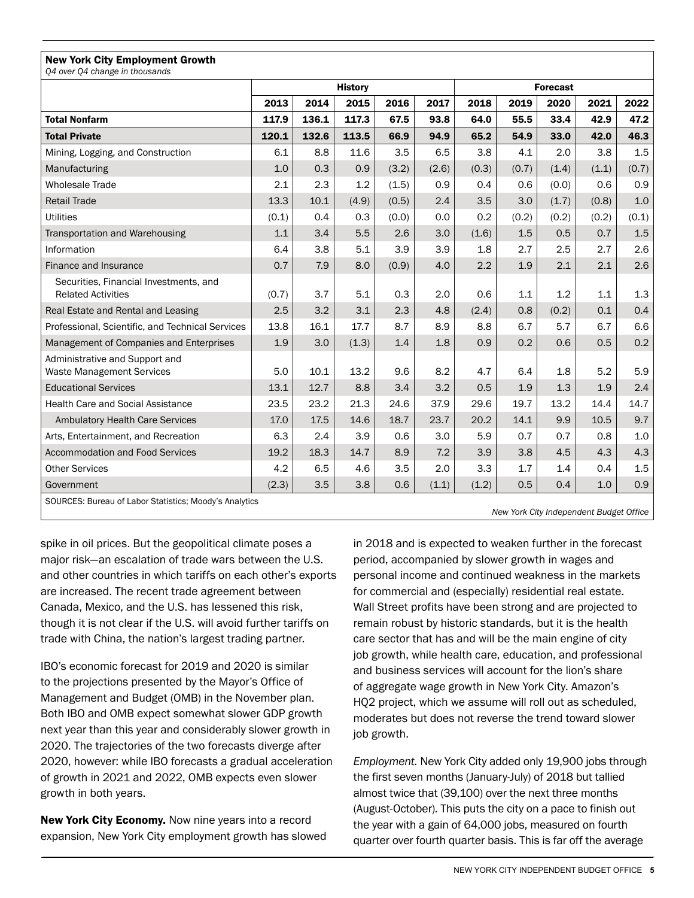**New York City Employment Growth**
*Q4 over Q4 change in thousands*

| | History | | | | | Forecast | | | | |
|---|---|---|---|---|---|---|---|---|---|---|
| | 2013 | 2014 | 2015 | 2016 | 2017 | 2018 | 2019 | 2020 | 2021 | 2022 |
| **Total Nonfarm** | **117.9** | **136.1** | **117.3** | **67.5** | **93.8** | **64.0** | **55.5** | **33.4** | **42.9** | **47.2** |
| **Total Private** | **120.1** | **132.6** | **113.5** | **66.9** | **94.9** | **65.2** | **54.9** | **33.0** | **42.0** | **46.3** |
| Mining, Logging, and Construction | 6.1 | 8.8 | 11.6 | 3.5 | 6.5 | 3.8 | 4.1 | 2.0 | 3.8 | 1.5 |
| Manufacturing | 1.0 | 0.3 | 0.9 | (3.2) | (2.6) | (0.3) | (0.7) | (1.4) | (1.1) | (0.7) |
| Wholesale Trade | 2.1 | 2.3 | 1.2 | (1.5) | 0.9 | 0.4 | 0.6 | (0.0) | 0.6 | 0.9 |
| Retail Trade | 13.3 | 10.1 | (4.9) | (0.5) | 2.4 | 3.5 | 3.0 | (1.7) | (0.8) | 1.0 |
| Utilities | (0.1) | 0.4 | 0.3 | (0.0) | 0.0 | 0.2 | (0.2) | (0.2) | (0.2) | (0.1) |
| Transportation and Warehousing | 1.1 | 3.4 | 5.5 | 2.6 | 3.0 | (1.6) | 1.5 | 0.5 | 0.7 | 1.5 |
| Information | 6.4 | 3.8 | 5.1 | 3.9 | 3.9 | 1.8 | 2.7 | 2.5 | 2.7 | 2.6 |
| Finance and Insurance | 0.7 | 7.9 | 8.0 | (0.9) | 4.0 | 2.2 | 1.9 | 2.1 | 2.1 | 2.6 |
| Securities, Financial Investments, and Related Activities | (0.7) | 3.7 | 5.1 | 0.3 | 2.0 | 0.6 | 1.1 | 1.2 | 1.1 | 1.3 |
| Real Estate and Rental and Leasing | 2.5 | 3.2 | 3.1 | 2.3 | 4.8 | (2.4) | 0.8 | (0.2) | 0.1 | 0.4 |
| Professional, Scientific, and Technical Services | 13.8 | 16.1 | 17.7 | 8.7 | 8.9 | 8.8 | 6.7 | 5.7 | 6.7 | 6.6 |
| Management of Companies and Enterprises | 1.9 | 3.0 | (1.3) | 1.4 | 1.8 | 0.9 | 0.2 | 0.6 | 0.5 | 0.2 |
| Administrative and Support and Waste Management Services | 5.0 | 10.1 | 13.2 | 9.6 | 8.2 | 4.7 | 6.4 | 1.8 | 5.2 | 5.9 |
| Educational Services | 13.1 | 12.7 | 8.8 | 3.4 | 3.2 | 0.5 | 1.9 | 1.3 | 1.9 | 2.4 |
| Health Care and Social Assistance | 23.5 | 23.2 | 21.3 | 24.6 | 37.9 | 29.6 | 19.7 | 13.2 | 14.4 | 14.7 |
| Ambulatory Health Care Services | 17.0 | 17.5 | 14.6 | 18.7 | 23.7 | 20.2 | 14.1 | 9.9 | 10.5 | 9.7 |
| Arts, Entertainment, and Recreation | 6.3 | 2.4 | 3.9 | 0.6 | 3.0 | 5.9 | 0.7 | 0.7 | 0.8 | 1.0 |
| Accommodation and Food Services | 19.2 | 18.3 | 14.7 | 8.9 | 7.2 | 3.9 | 3.8 | 4.5 | 4.3 | 4.3 |
| Other Services | 4.2 | 6.5 | 4.6 | 3.5 | 2.0 | 3.3 | 1.7 | 1.4 | 0.4 | 1.5 |
| Government | (2.3) | 3.5 | 3.8 | 0.6 | (1.1) | (1.2) | 0.5 | 0.4 | 1.0 | 0.9 |

SOURCES: Bureau of Labor Statistics; Moody's Analytics

*New York City Independent Budget Office*

spike in oil prices. But the geopolitical climate poses a major risk—an escalation of trade wars between the U.S. and other countries in which tariffs on each other's exports are increased. The recent trade agreement between Canada, Mexico, and the U.S. has lessened this risk, though it is not clear if the U.S. will avoid further tariffs on trade with China, the nation's largest trading partner.

IBO's economic forecast for 2019 and 2020 is similar to the projections presented by the Mayor's Office of Management and Budget (OMB) in the November plan. Both IBO and OMB expect somewhat slower GDP growth next year than this year and considerably slower growth in 2020. The trajectories of the two forecasts diverge after 2020, however: while IBO forecasts a gradual acceleration of growth in 2021 and 2022, OMB expects even slower growth in both years.

**New York City Economy.** Now nine years into a record expansion, New York City employment growth has slowed in 2018 and is expected to weaken further in the forecast period, accompanied by slower growth in wages and personal income and continued weakness in the markets for commercial and (especially) residential real estate. Wall Street profits have been strong and are projected to remain robust by historic standards, but it is the health care sector that has and will be the main engine of city job growth, while health care, education, and professional and business services will account for the lion's share of aggregate wage growth in New York City. Amazon's HQ2 project, which we assume will roll out as scheduled, moderates but does not reverse the trend toward slower job growth.

*Employment.* New York City added only 19,900 jobs through the first seven months (January-July) of 2018 but tallied almost twice that (39,100) over the next three months (August-October). This puts the city on a pace to finish out the year with a gain of 64,000 jobs, measured on fourth quarter over fourth quarter basis. This is far off the average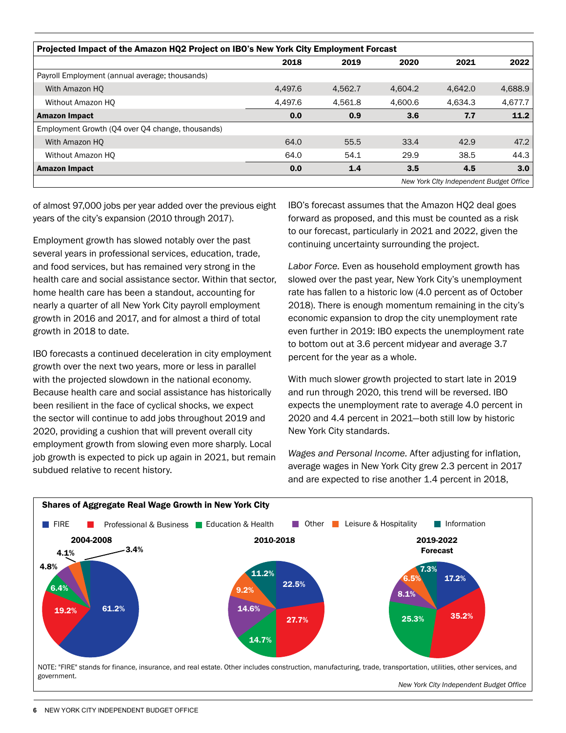| Projected Impact of the Amazon HQ2 Project on IBO's New York City Employment Forcast | 2018 | 2019 | 2020 | 2021 | 2022 |
|---|---|---|---|---|---|
| Payroll Employment (annual average; thousands) | | | | | |
| With Amazon HQ | 4,497.6 | 4,562.7 | 4,604.2 | 4,642.0 | 4,688.9 |
| Without Amazon HQ | 4,497.6 | 4,561.8 | 4,600.6 | 4,634.3 | 4,677.7 |
| **Amazon Impact** | **0.0** | **0.9** | **3.6** | **7.7** | **11.2** |
| Employment Growth (Q4 over Q4 change, thousands) | | | | | |
| With Amazon HQ | 64.0 | 55.5 | 33.4 | 42.9 | 47.2 |
| Without Amazon HQ | 64.0 | 54.1 | 29.9 | 38.5 | 44.3 |
| **Amazon Impact** | **0.0** | **1.4** | **3.5** | **4.5** | **3.0** |

*New York City Independent Budget Office*

of almost 97,000 jobs per year added over the previous eight years of the city's expansion (2010 through 2017).

Employment growth has slowed notably over the past several years in professional services, education, trade, and food services, but has remained very strong in the health care and social assistance sector. Within that sector, home health care has been a standout, accounting for nearly a quarter of all New York City payroll employment growth in 2016 and 2017, and for almost a third of total growth in 2018 to date.

IBO forecasts a continued deceleration in city employment growth over the next two years, more or less in parallel with the projected slowdown in the national economy. Because health care and social assistance has historically been resilient in the face of cyclical shocks, we expect the sector will continue to add jobs throughout 2019 and 2020, providing a cushion that will prevent overall city employment growth from slowing even more sharply. Local job growth is expected to pick up again in 2021, but remain subdued relative to recent history.

IBO's forecast assumes that the Amazon HQ2 deal goes forward as proposed, and this must be counted as a risk to our forecast, particularly in 2021 and 2022, given the continuing uncertainty surrounding the project.

*Labor Force.* Even as household employment growth has slowed over the past year, New York City's unemployment rate has fallen to a historic low (4.0 percent as of October 2018). There is enough momentum remaining in the city's economic expansion to drop the city unemployment rate even further in 2019: IBO expects the unemployment rate to bottom out at 3.6 percent midyear and average 3.7 percent for the year as a whole.

With much slower growth projected to start late in 2019 and run through 2020, this trend will be reversed. IBO expects the unemployment rate to average 4.0 percent in 2020 and 4.4 percent in 2021—both still low by historic New York City standards.

*Wages and Personal Income.* After adjusting for inflation, average wages in New York City grew 2.3 percent in 2017 and are expected to rise another 1.4 percent in 2018,

**Shares of Aggregate Real Wage Growth in New York City**

| Sector | 2004-2008 | 2010-2018 | 2019-2022 Forecast |
|---|---|---|---|
| FIRE | 61.2% | 22.5% | 17.2% |
| Professional & Business | 19.2% | 27.7% | 35.2% |
| Education & Health | 6.4% | 14.7% | 25.3% |
| Other | 4.8% | 14.6% | 8.1% |
| Leisure & Hospitality | 4.1% | 9.2% | 6.5% |
| Information | 3.4% | 11.2% | 7.3% |

NOTE: "FIRE" stands for finance, insurance, and real estate. Other includes construction, manufacturing, trade, transportation, utilities, other services, and government.

*New York City Independent Budget Office*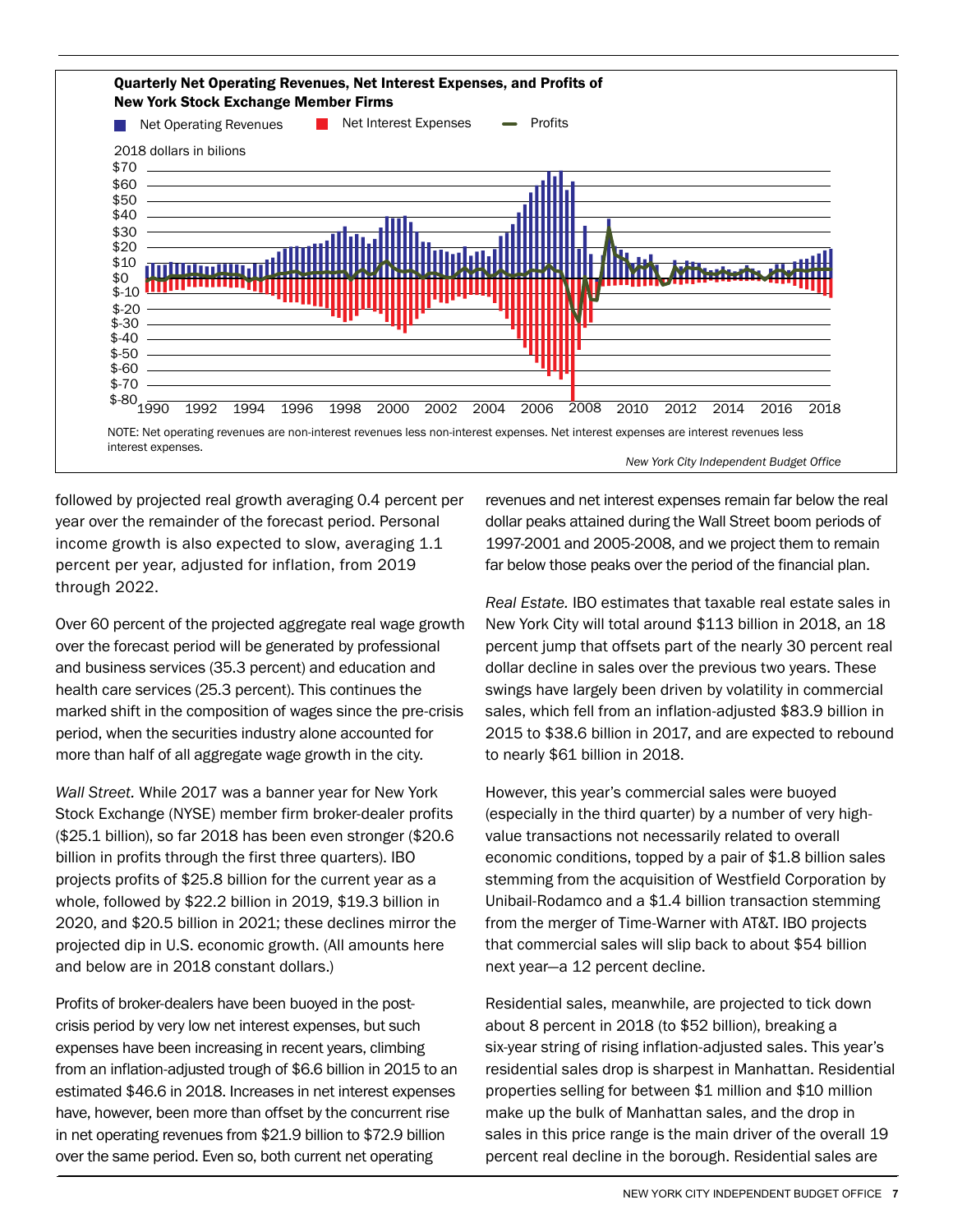**Quarterly Net Operating Revenues, Net Interest Expenses, and Profits of New York Stock Exchange Member Firms**

Net Operating Revenues | Net Interest Expenses | Profits

2018 dollars in bilions

NOTE: Net operating revenues are non-interest revenues less non-interest expenses. Net interest expenses are interest revenues less interest expenses.

*New York City Independent Budget Office*

followed by projected real growth averaging 0.4 percent per year over the remainder of the forecast period. Personal income growth is also expected to slow, averaging 1.1 percent per year, adjusted for inflation, from 2019 through 2022.

Over 60 percent of the projected aggregate real wage growth over the forecast period will be generated by professional and business services (35.3 percent) and education and health care services (25.3 percent). This continues the marked shift in the composition of wages since the pre-crisis period, when the securities industry alone accounted for more than half of all aggregate wage growth in the city.

*Wall Street.* While 2017 was a banner year for New York Stock Exchange (NYSE) member firm broker-dealer profits ($25.1 billion), so far 2018 has been even stronger ($20.6 billion in profits through the first three quarters). IBO projects profits of $25.8 billion for the current year as a whole, followed by $22.2 billion in 2019, $19.3 billion in 2020, and $20.5 billion in 2021; these declines mirror the projected dip in U.S. economic growth. (All amounts here and below are in 2018 constant dollars.)

Profits of broker-dealers have been buoyed in the post-crisis period by very low net interest expenses, but such expenses have been increasing in recent years, climbing from an inflation-adjusted trough of $6.6 billion in 2015 to an estimated $46.6 in 2018. Increases in net interest expenses have, however, been more than offset by the concurrent rise in net operating revenues from $21.9 billion to $72.9 billion over the same period. Even so, both current net operating revenues and net interest expenses remain far below the real dollar peaks attained during the Wall Street boom periods of 1997-2001 and 2005-2008, and we project them to remain far below those peaks over the period of the financial plan.

*Real Estate.* IBO estimates that taxable real estate sales in New York City will total around $113 billion in 2018, an 18 percent jump that offsets part of the nearly 30 percent real dollar decline in sales over the previous two years. These swings have largely been driven by volatility in commercial sales, which fell from an inflation-adjusted $83.9 billion in 2015 to $38.6 billion in 2017, and are expected to rebound to nearly $61 billion in 2018.

However, this year's commercial sales were buoyed (especially in the third quarter) by a number of very high-value transactions not necessarily related to overall economic conditions, topped by a pair of $1.8 billion sales stemming from the acquisition of Westfield Corporation by Unibail-Rodamco and a $1.4 billion transaction stemming from the merger of Time-Warner with AT&T. IBO projects that commercial sales will slip back to about $54 billion next year—a 12 percent decline.

Residential sales, meanwhile, are projected to tick down about 8 percent in 2018 (to $52 billion), breaking a six-year string of rising inflation-adjusted sales. This year's residential sales drop is sharpest in Manhattan. Residential properties selling for between $1 million and $10 million make up the bulk of Manhattan sales, and the drop in sales in this price range is the main driver of the overall 19 percent real decline in the borough. Residential sales are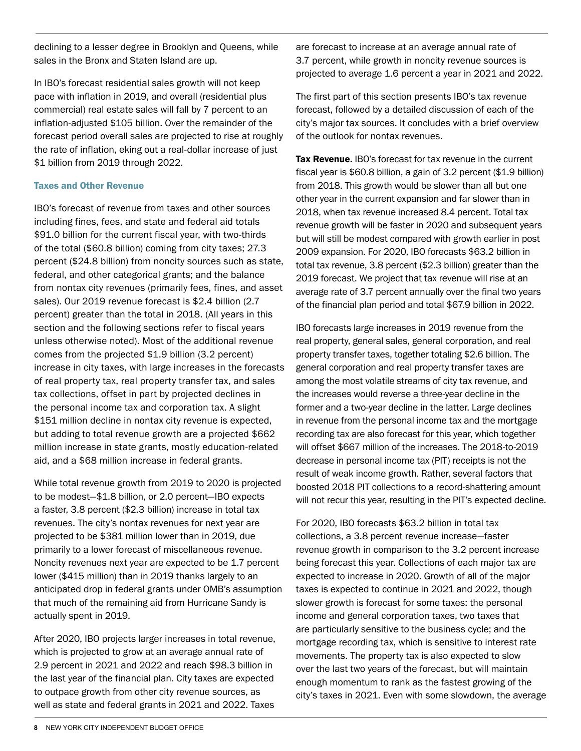declining to a lesser degree in Brooklyn and Queens, while sales in the Bronx and Staten Island are up.

In IBO's forecast residential sales growth will not keep pace with inflation in 2019, and overall (residential plus commercial) real estate sales will fall by 7 percent to an inflation-adjusted $105 billion. Over the remainder of the forecast period overall sales are projected to rise at roughly the rate of inflation, eking out a real-dollar increase of just $1 billion from 2019 through 2022.

### Taxes and Other Revenue

IBO's forecast of revenue from taxes and other sources including fines, fees, and state and federal aid totals $91.0 billion for the current fiscal year, with two-thirds of the total ($60.8 billion) coming from city taxes; 27.3 percent ($24.8 billion) from noncity sources such as state, federal, and other categorical grants; and the balance from nontax city revenues (primarily fees, fines, and asset sales). Our 2019 revenue forecast is $2.4 billion (2.7 percent) greater than the total in 2018. (All years in this section and the following sections refer to fiscal years unless otherwise noted). Most of the additional revenue comes from the projected $1.9 billion (3.2 percent) increase in city taxes, with large increases in the forecasts of real property tax, real property transfer tax, and sales tax collections, offset in part by projected declines in the personal income tax and corporation tax. A slight $151 million decline in nontax city revenue is expected, but adding to total revenue growth are a projected $662 million increase in state grants, mostly education-related aid, and a $68 million increase in federal grants.

While total revenue growth from 2019 to 2020 is projected to be modest—$1.8 billion, or 2.0 percent—IBO expects a faster, 3.8 percent ($2.3 billion) increase in total tax revenues. The city's nontax revenues for next year are projected to be $381 million lower than in 2019, due primarily to a lower forecast of miscellaneous revenue. Noncity revenues next year are expected to be 1.7 percent lower ($415 million) than in 2019 thanks largely to an anticipated drop in federal grants under OMB's assumption that much of the remaining aid from Hurricane Sandy is actually spent in 2019.

After 2020, IBO projects larger increases in total revenue, which is projected to grow at an average annual rate of 2.9 percent in 2021 and 2022 and reach $98.3 billion in the last year of the financial plan. City taxes are expected to outpace growth from other city revenue sources, as well as state and federal grants in 2021 and 2022. Taxes are forecast to increase at an average annual rate of 3.7 percent, while growth in noncity revenue sources is projected to average 1.6 percent a year in 2021 and 2022.

The first part of this section presents IBO's tax revenue forecast, followed by a detailed discussion of each of the city's major tax sources. It concludes with a brief overview of the outlook for nontax revenues.

**Tax Revenue.** IBO's forecast for tax revenue in the current fiscal year is $60.8 billion, a gain of 3.2 percent ($1.9 billion) from 2018. This growth would be slower than all but one other year in the current expansion and far slower than in 2018, when tax revenue increased 8.4 percent. Total tax revenue growth will be faster in 2020 and subsequent years but will still be modest compared with growth earlier in post 2009 expansion. For 2020, IBO forecasts $63.2 billion in total tax revenue, 3.8 percent ($2.3 billion) greater than the 2019 forecast. We project that tax revenue will rise at an average rate of 3.7 percent annually over the final two years of the financial plan period and total $67.9 billion in 2022.

IBO forecasts large increases in 2019 revenue from the real property, general sales, general corporation, and real property transfer taxes, together totaling $2.6 billion. The general corporation and real property transfer taxes are among the most volatile streams of city tax revenue, and the increases would reverse a three-year decline in the former and a two-year decline in the latter. Large declines in revenue from the personal income tax and the mortgage recording tax are also forecast for this year, which together will offset $667 million of the increases. The 2018-to-2019 decrease in personal income tax (PIT) receipts is not the result of weak income growth. Rather, several factors that boosted 2018 PIT collections to a record-shattering amount will not recur this year, resulting in the PIT's expected decline.

For 2020, IBO forecasts $63.2 billion in total tax collections, a 3.8 percent revenue increase—faster revenue growth in comparison to the 3.2 percent increase being forecast this year. Collections of each major tax are expected to increase in 2020. Growth of all of the major taxes is expected to continue in 2021 and 2022, though slower growth is forecast for some taxes: the personal income and general corporation taxes, two taxes that are particularly sensitive to the business cycle; and the mortgage recording tax, which is sensitive to interest rate movements. The property tax is also expected to slow over the last two years of the forecast, but will maintain enough momentum to rank as the fastest growing of the city's taxes in 2021. Even with some slowdown, the average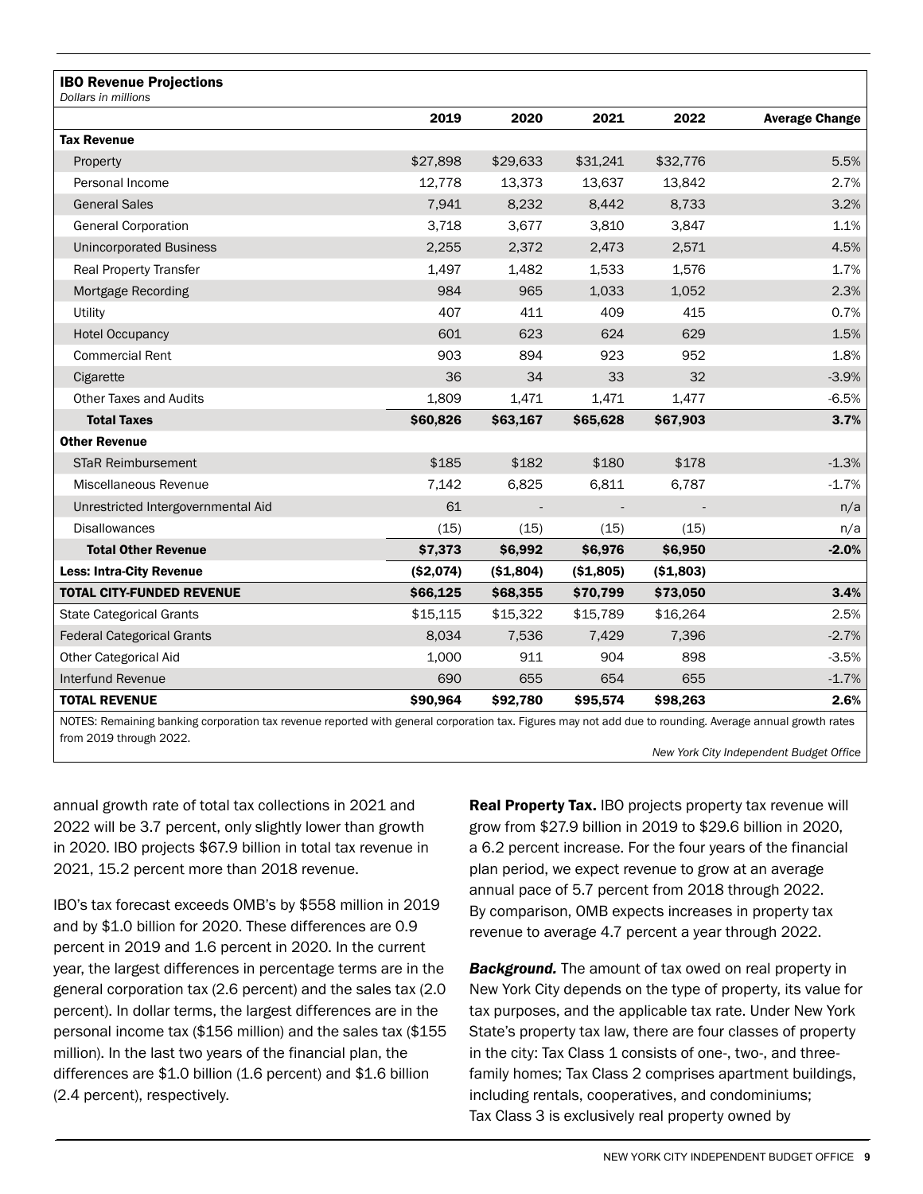**IBO Revenue Projections**
*Dollars in millions*

| | 2019 | 2020 | 2021 | 2022 | Average Change |
|---|---|---|---|---|---|
| **Tax Revenue** | | | | | |
| Property | $27,898 | $29,633 | $31,241 | $32,776 | 5.5% |
| Personal Income | 12,778 | 13,373 | 13,637 | 13,842 | 2.7% |
| General Sales | 7,941 | 8,232 | 8,442 | 8,733 | 3.2% |
| General Corporation | 3,718 | 3,677 | 3,810 | 3,847 | 1.1% |
| Unincorporated Business | 2,255 | 2,372 | 2,473 | 2,571 | 4.5% |
| Real Property Transfer | 1,497 | 1,482 | 1,533 | 1,576 | 1.7% |
| Mortgage Recording | 984 | 965 | 1,033 | 1,052 | 2.3% |
| Utility | 407 | 411 | 409 | 415 | 0.7% |
| Hotel Occupancy | 601 | 623 | 624 | 629 | 1.5% |
| Commercial Rent | 903 | 894 | 923 | 952 | 1.8% |
| Cigarette | 36 | 34 | 33 | 32 | -3.9% |
| Other Taxes and Audits | 1,809 | 1,471 | 1,471 | 1,477 | -6.5% |
| **Total Taxes** | **$60,826** | **$63,167** | **$65,628** | **$67,903** | **3.7%** |
| **Other Revenue** | | | | | |
| STaR Reimbursement | $185 | $182 | $180 | $178 | -1.3% |
| Miscellaneous Revenue | 7,142 | 6,825 | 6,811 | 6,787 | -1.7% |
| Unrestricted Intergovernmental Aid | 61 | - | - | - | n/a |
| Disallowances | (15) | (15) | (15) | (15) | n/a |
| **Total Other Revenue** | **$7,373** | **$6,992** | **$6,976** | **$6,950** | **-2.0%** |
| **Less: Intra-City Revenue** | **($2,074)** | **($1,804)** | **($1,805)** | **($1,803)** | |
| **TOTAL CITY-FUNDED REVENUE** | **$66,125** | **$68,355** | **$70,799** | **$73,050** | **3.4%** |
| State Categorical Grants | $15,115 | $15,322 | $15,789 | $16,264 | 2.5% |
| Federal Categorical Grants | 8,034 | 7,536 | 7,429 | 7,396 | -2.7% |
| Other Categorical Aid | 1,000 | 911 | 904 | 898 | -3.5% |
| Interfund Revenue | 690 | 655 | 654 | 655 | -1.7% |
| **TOTAL REVENUE** | **$90,964** | **$92,780** | **$95,574** | **$98,263** | **2.6%** |

NOTES: Remaining banking corporation tax revenue reported with general corporation tax. Figures may not add due to rounding. Average annual growth rates from 2019 through 2022.

*New York City Independent Budget Office*

annual growth rate of total tax collections in 2021 and 2022 will be 3.7 percent, only slightly lower than growth in 2020. IBO projects $67.9 billion in total tax revenue in 2021, 15.2 percent more than 2018 revenue.

IBO's tax forecast exceeds OMB's by $558 million in 2019 and by $1.0 billion for 2020. These differences are 0.9 percent in 2019 and 1.6 percent in 2020. In the current year, the largest differences in percentage terms are in the general corporation tax (2.6 percent) and the sales tax (2.0 percent). In dollar terms, the largest differences are in the personal income tax ($156 million) and the sales tax ($155 million). In the last two years of the financial plan, the differences are $1.0 billion (1.6 percent) and $1.6 billion (2.4 percent), respectively.

**Real Property Tax.** IBO projects property tax revenue will grow from $27.9 billion in 2019 to $29.6 billion in 2020, a 6.2 percent increase. For the four years of the financial plan period, we expect revenue to grow at an average annual pace of 5.7 percent from 2018 through 2022. By comparison, OMB expects increases in property tax revenue to average 4.7 percent a year through 2022.

***Background.*** The amount of tax owed on real property in New York City depends on the type of property, its value for tax purposes, and the applicable tax rate. Under New York State's property tax law, there are four classes of property in the city: Tax Class 1 consists of one-, two-, and three-family homes; Tax Class 2 comprises apartment buildings, including rentals, cooperatives, and condominiums; Tax Class 3 is exclusively real property owned by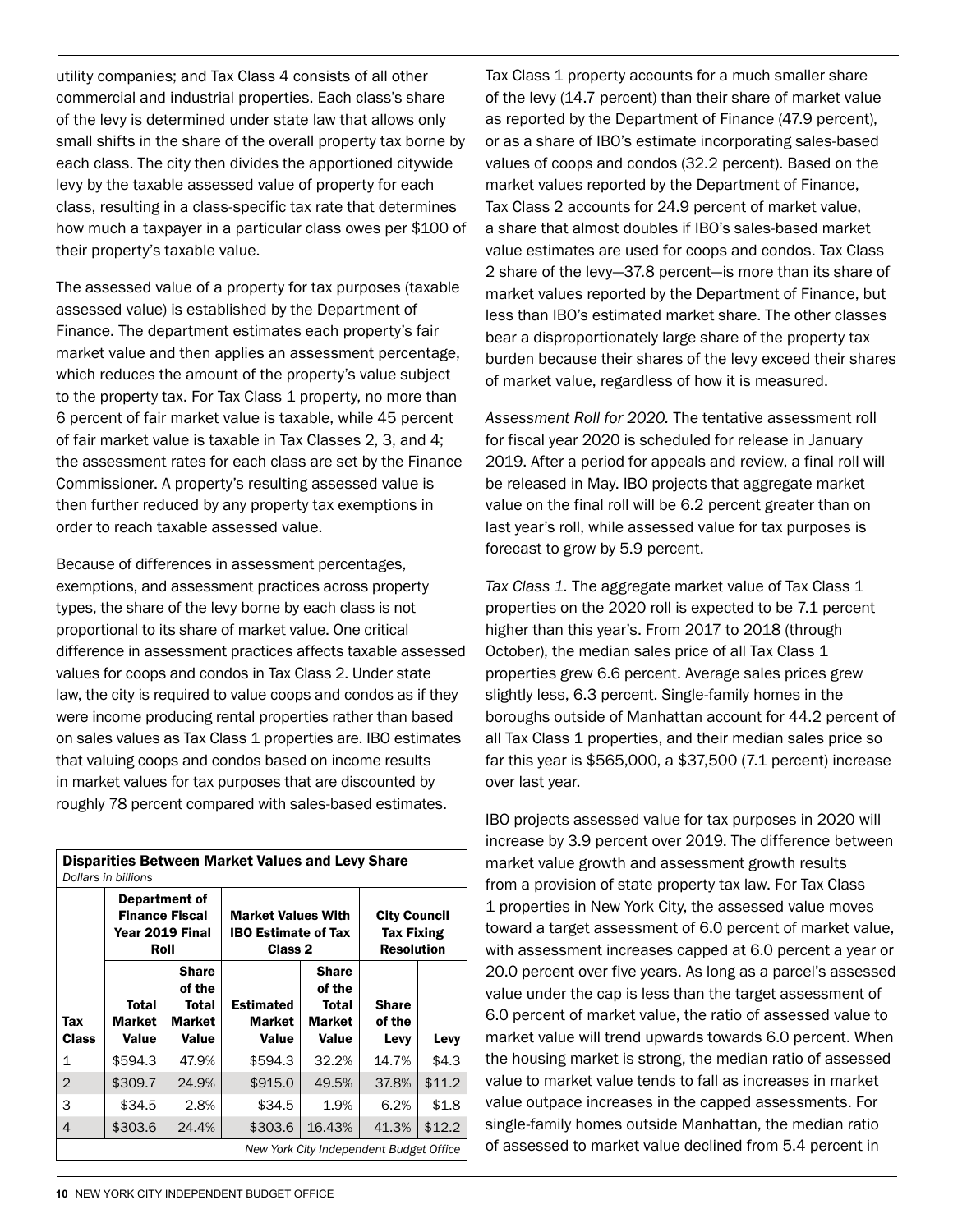utility companies; and Tax Class 4 consists of all other commercial and industrial properties. Each class's share of the levy is determined under state law that allows only small shifts in the share of the overall property tax borne by each class. The city then divides the apportioned citywide levy by the taxable assessed value of property for each class, resulting in a class-specific tax rate that determines how much a taxpayer in a particular class owes per $100 of their property's taxable value.

The assessed value of a property for tax purposes (taxable assessed value) is established by the Department of Finance. The department estimates each property's fair market value and then applies an assessment percentage, which reduces the amount of the property's value subject to the property tax. For Tax Class 1 property, no more than 6 percent of fair market value is taxable, while 45 percent of fair market value is taxable in Tax Classes 2, 3, and 4; the assessment rates for each class are set by the Finance Commissioner. A property's resulting assessed value is then further reduced by any property tax exemptions in order to reach taxable assessed value.

Because of differences in assessment percentages, exemptions, and assessment practices across property types, the share of the levy borne by each class is not proportional to its share of market value. One critical difference in assessment practices affects taxable assessed values for coops and condos in Tax Class 2. Under state law, the city is required to value coops and condos as if they were income producing rental properties rather than based on sales values as Tax Class 1 properties are. IBO estimates that valuing coops and condos based on income results in market values for tax purposes that are discounted by roughly 78 percent compared with sales-based estimates.

**Disparities Between Market Values and Levy Share**
*Dollars in billions*

| | Department of Finance Fiscal Year 2019 Final Roll | | Market Values With IBO Estimate of Tax Class 2 | | City Council Tax Fixing Resolution | |
|---|---|---|---|---|---|---|
| Tax Class | Total Market Value | Share of the Total Market Value | Estimated Market Value | Share of the Total Market Value | Share of the Levy | Levy |
| 1 | $594.3 | 47.9% | $594.3 | 32.2% | 14.7% | $4.3 |
| 2 | $309.7 | 24.9% | $915.0 | 49.5% | 37.8% | $11.2 |
| 3 | $34.5 | 2.8% | $34.5 | 1.9% | 6.2% | $1.8 |
| 4 | $303.6 | 24.4% | $303.6 | 16.43% | 41.3% | $12.2 |

*New York City Independent Budget Office*

Tax Class 1 property accounts for a much smaller share of the levy (14.7 percent) than their share of market value as reported by the Department of Finance (47.9 percent), or as a share of IBO's estimate incorporating sales-based values of coops and condos (32.2 percent). Based on the market values reported by the Department of Finance, Tax Class 2 accounts for 24.9 percent of market value, a share that almost doubles if IBO's sales-based market value estimates are used for coops and condos. Tax Class 2 share of the levy—37.8 percent—is more than its share of market values reported by the Department of Finance, but less than IBO's estimated market share. The other classes bear a disproportionately large share of the property tax burden because their shares of the levy exceed their shares of market value, regardless of how it is measured.

*Assessment Roll for 2020.* The tentative assessment roll for fiscal year 2020 is scheduled for release in January 2019. After a period for appeals and review, a final roll will be released in May. IBO projects that aggregate market value on the final roll will be 6.2 percent greater than on last year's roll, while assessed value for tax purposes is forecast to grow by 5.9 percent.

*Tax Class 1.* The aggregate market value of Tax Class 1 properties on the 2020 roll is expected to be 7.1 percent higher than this year's. From 2017 to 2018 (through October), the median sales price of all Tax Class 1 properties grew 6.6 percent. Average sales prices grew slightly less, 6.3 percent. Single-family homes in the boroughs outside of Manhattan account for 44.2 percent of all Tax Class 1 properties, and their median sales price so far this year is $565,000, a $37,500 (7.1 percent) increase over last year.

IBO projects assessed value for tax purposes in 2020 will increase by 3.9 percent over 2019. The difference between market value growth and assessment growth results from a provision of state property tax law. For Tax Class 1 properties in New York City, the assessed value moves toward a target assessment of 6.0 percent of market value, with assessment increases capped at 6.0 percent a year or 20.0 percent over five years. As long as a parcel's assessed value under the cap is less than the target assessment of 6.0 percent of market value, the ratio of assessed value to market value will trend upwards towards 6.0 percent. When the housing market is strong, the median ratio of assessed value to market value tends to fall as increases in market value outpace increases in the capped assessments. For single-family homes outside Manhattan, the median ratio of assessed to market value declined from 5.4 percent in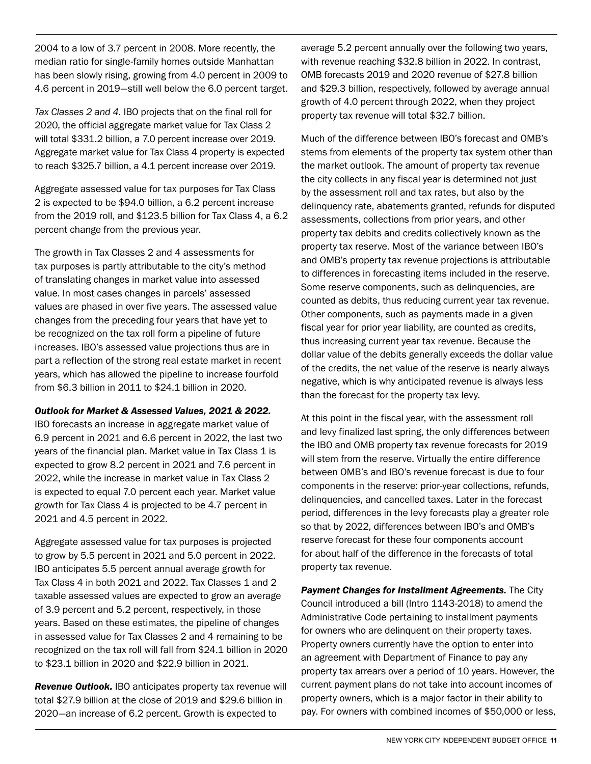2004 to a low of 3.7 percent in 2008. More recently, the median ratio for single-family homes outside Manhattan has been slowly rising, growing from 4.0 percent in 2009 to 4.6 percent in 2019—still well below the 6.0 percent target.

*Tax Classes 2 and 4.* IBO projects that on the final roll for 2020, the official aggregate market value for Tax Class 2 will total $331.2 billion, a 7.0 percent increase over 2019. Aggregate market value for Tax Class 4 property is expected to reach $325.7 billion, a 4.1 percent increase over 2019.

Aggregate assessed value for tax purposes for Tax Class 2 is expected to be $94.0 billion, a 6.2 percent increase from the 2019 roll, and $123.5 billion for Tax Class 4, a 6.2 percent change from the previous year.

The growth in Tax Classes 2 and 4 assessments for tax purposes is partly attributable to the city's method of translating changes in market value into assessed value. In most cases changes in parcels' assessed values are phased in over five years. The assessed value changes from the preceding four years that have yet to be recognized on the tax roll form a pipeline of future increases. IBO's assessed value projections thus are in part a reflection of the strong real estate market in recent years, which has allowed the pipeline to increase fourfold from $6.3 billion in 2011 to $24.1 billion in 2020.

***Outlook for Market & Assessed Values, 2021 & 2022.*** IBO forecasts an increase in aggregate market value of 6.9 percent in 2021 and 6.6 percent in 2022, the last two years of the financial plan. Market value in Tax Class 1 is expected to grow 8.2 percent in 2021 and 7.6 percent in 2022, while the increase in market value in Tax Class 2 is expected to equal 7.0 percent each year. Market value growth for Tax Class 4 is projected to be 4.7 percent in 2021 and 4.5 percent in 2022.

Aggregate assessed value for tax purposes is projected to grow by 5.5 percent in 2021 and 5.0 percent in 2022. IBO anticipates 5.5 percent annual average growth for Tax Class 4 in both 2021 and 2022. Tax Classes 1 and 2 taxable assessed values are expected to grow an average of 3.9 percent and 5.2 percent, respectively, in those years. Based on these estimates, the pipeline of changes in assessed value for Tax Classes 2 and 4 remaining to be recognized on the tax roll will fall from $24.1 billion in 2020 to $23.1 billion in 2020 and $22.9 billion in 2021.

***Revenue Outlook.*** IBO anticipates property tax revenue will total $27.9 billion at the close of 2019 and $29.6 billion in 2020—an increase of 6.2 percent. Growth is expected to average 5.2 percent annually over the following two years, with revenue reaching $32.8 billion in 2022. In contrast, OMB forecasts 2019 and 2020 revenue of $27.8 billion and $29.3 billion, respectively, followed by average annual growth of 4.0 percent through 2022, when they project property tax revenue will total $32.7 billion.

Much of the difference between IBO's forecast and OMB's stems from elements of the property tax system other than the market outlook. The amount of property tax revenue the city collects in any fiscal year is determined not just by the assessment roll and tax rates, but also by the delinquency rate, abatements granted, refunds for disputed assessments, collections from prior years, and other property tax debits and credits collectively known as the property tax reserve. Most of the variance between IBO's and OMB's property tax revenue projections is attributable to differences in forecasting items included in the reserve. Some reserve components, such as delinquencies, are counted as debits, thus reducing current year tax revenue. Other components, such as payments made in a given fiscal year for prior year liability, are counted as credits, thus increasing current year tax revenue. Because the dollar value of the debits generally exceeds the dollar value of the credits, the net value of the reserve is nearly always negative, which is why anticipated revenue is always less than the forecast for the property tax levy.

At this point in the fiscal year, with the assessment roll and levy finalized last spring, the only differences between the IBO and OMB property tax revenue forecasts for 2019 will stem from the reserve. Virtually the entire difference between OMB's and IBO's revenue forecast is due to four components in the reserve: prior-year collections, refunds, delinquencies, and cancelled taxes. Later in the forecast period, differences in the levy forecasts play a greater role so that by 2022, differences between IBO's and OMB's reserve forecast for these four components account for about half of the difference in the forecasts of total property tax revenue.

***Payment Changes for Installment Agreements.*** The City Council introduced a bill (Intro 1143-2018) to amend the Administrative Code pertaining to installment payments for owners who are delinquent on their property taxes. Property owners currently have the option to enter into an agreement with Department of Finance to pay any property tax arrears over a period of 10 years. However, the current payment plans do not take into account incomes of property owners, which is a major factor in their ability to pay. For owners with combined incomes of $50,000 or less,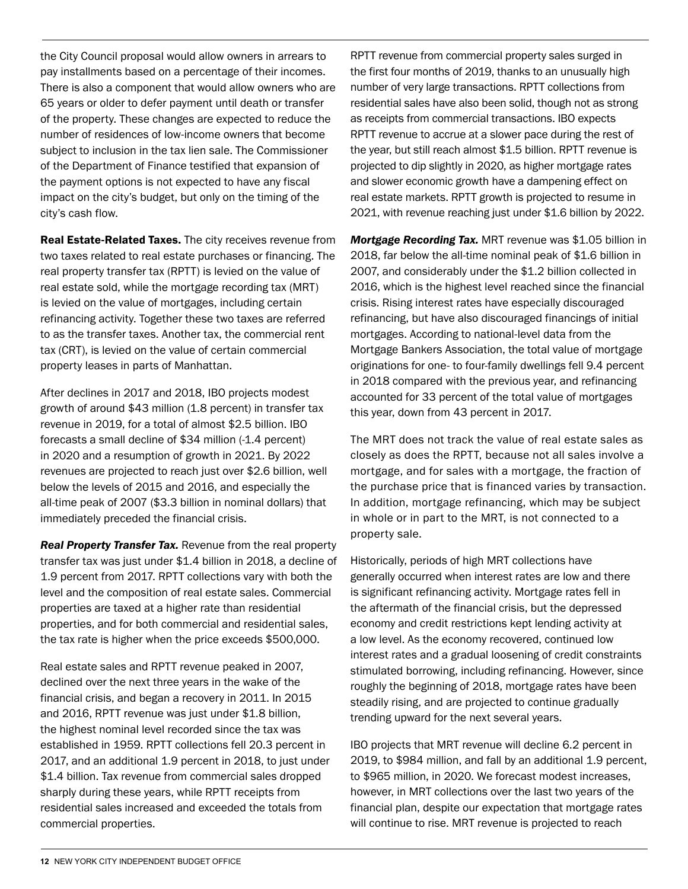the City Council proposal would allow owners in arrears to pay installments based on a percentage of their incomes. There is also a component that would allow owners who are 65 years or older to defer payment until death or transfer of the property. These changes are expected to reduce the number of residences of low-income owners that become subject to inclusion in the tax lien sale. The Commissioner of the Department of Finance testified that expansion of the payment options is not expected to have any fiscal impact on the city's budget, but only on the timing of the city's cash flow.

**Real Estate-Related Taxes.** The city receives revenue from two taxes related to real estate purchases or financing. The real property transfer tax (RPTT) is levied on the value of real estate sold, while the mortgage recording tax (MRT) is levied on the value of mortgages, including certain refinancing activity. Together these two taxes are referred to as the transfer taxes. Another tax, the commercial rent tax (CRT), is levied on the value of certain commercial property leases in parts of Manhattan.

After declines in 2017 and 2018, IBO projects modest growth of around $43 million (1.8 percent) in transfer tax revenue in 2019, for a total of almost $2.5 billion. IBO forecasts a small decline of $34 million (-1.4 percent) in 2020 and a resumption of growth in 2021. By 2022 revenues are projected to reach just over $2.6 billion, well below the levels of 2015 and 2016, and especially the all-time peak of 2007 ($3.3 billion in nominal dollars) that immediately preceded the financial crisis.

***Real Property Transfer Tax.*** Revenue from the real property transfer tax was just under $1.4 billion in 2018, a decline of 1.9 percent from 2017. RPTT collections vary with both the level and the composition of real estate sales. Commercial properties are taxed at a higher rate than residential properties, and for both commercial and residential sales, the tax rate is higher when the price exceeds $500,000.

Real estate sales and RPTT revenue peaked in 2007, declined over the next three years in the wake of the financial crisis, and began a recovery in 2011. In 2015 and 2016, RPTT revenue was just under $1.8 billion, the highest nominal level recorded since the tax was established in 1959. RPTT collections fell 20.3 percent in 2017, and an additional 1.9 percent in 2018, to just under $1.4 billion. Tax revenue from commercial sales dropped sharply during these years, while RPTT receipts from residential sales increased and exceeded the totals from commercial properties.

RPTT revenue from commercial property sales surged in the first four months of 2019, thanks to an unusually high number of very large transactions. RPTT collections from residential sales have also been solid, though not as strong as receipts from commercial transactions. IBO expects RPTT revenue to accrue at a slower pace during the rest of the year, but still reach almost $1.5 billion. RPTT revenue is projected to dip slightly in 2020, as higher mortgage rates and slower economic growth have a dampening effect on real estate markets. RPTT growth is projected to resume in 2021, with revenue reaching just under $1.6 billion by 2022.

***Mortgage Recording Tax.*** MRT revenue was $1.05 billion in 2018, far below the all-time nominal peak of $1.6 billion in 2007, and considerably under the $1.2 billion collected in 2016, which is the highest level reached since the financial crisis. Rising interest rates have especially discouraged refinancing, but have also discouraged financings of initial mortgages. According to national-level data from the Mortgage Bankers Association, the total value of mortgage originations for one- to four-family dwellings fell 9.4 percent in 2018 compared with the previous year, and refinancing accounted for 33 percent of the total value of mortgages this year, down from 43 percent in 2017.

The MRT does not track the value of real estate sales as closely as does the RPTT, because not all sales involve a mortgage, and for sales with a mortgage, the fraction of the purchase price that is financed varies by transaction. In addition, mortgage refinancing, which may be subject in whole or in part to the MRT, is not connected to a property sale.

Historically, periods of high MRT collections have generally occurred when interest rates are low and there is significant refinancing activity. Mortgage rates fell in the aftermath of the financial crisis, but the depressed economy and credit restrictions kept lending activity at a low level. As the economy recovered, continued low interest rates and a gradual loosening of credit constraints stimulated borrowing, including refinancing. However, since roughly the beginning of 2018, mortgage rates have been steadily rising, and are projected to continue gradually trending upward for the next several years.

IBO projects that MRT revenue will decline 6.2 percent in 2019, to $984 million, and fall by an additional 1.9 percent, to $965 million, in 2020. We forecast modest increases, however, in MRT collections over the last two years of the financial plan, despite our expectation that mortgage rates will continue to rise. MRT revenue is projected to reach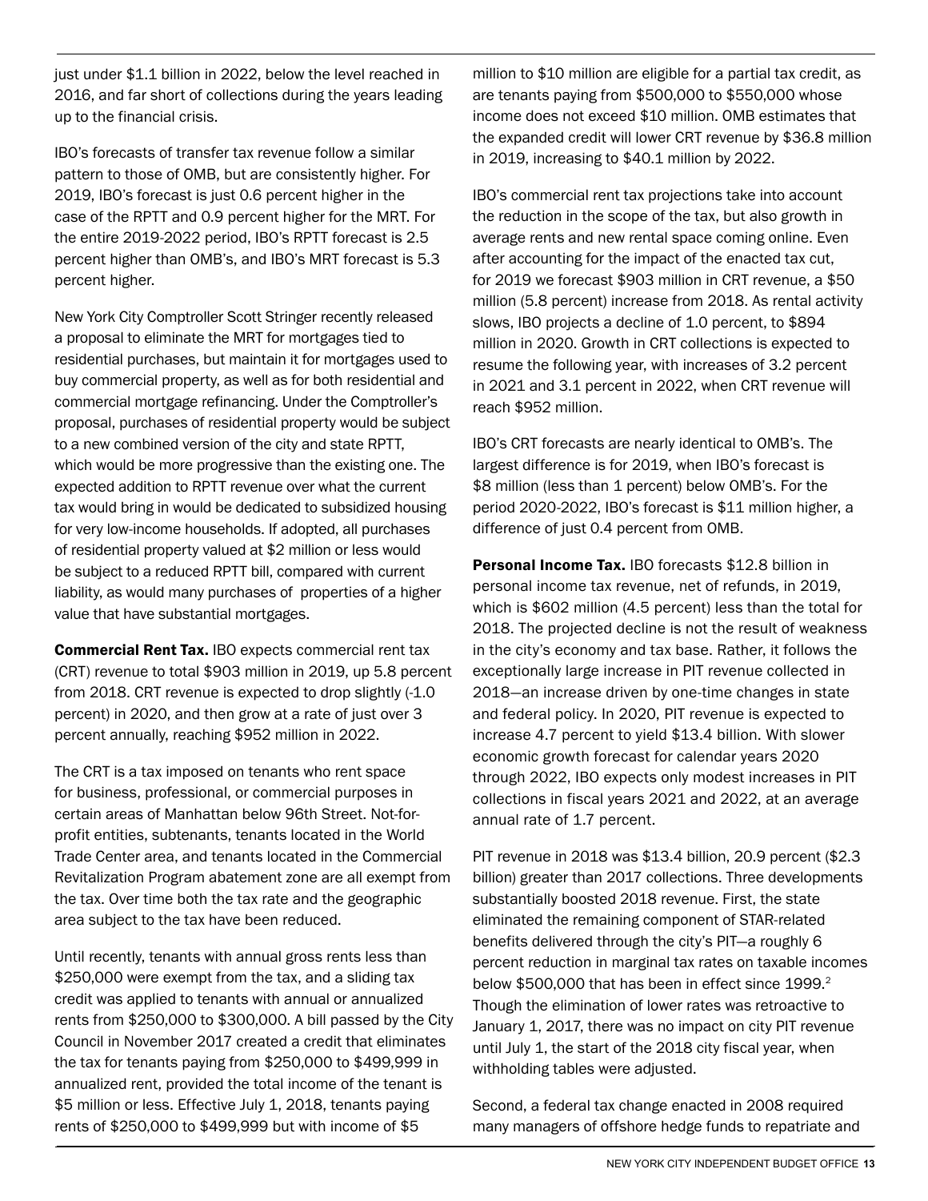just under $1.1 billion in 2022, below the level reached in 2016, and far short of collections during the years leading up to the financial crisis.

IBO's forecasts of transfer tax revenue follow a similar pattern to those of OMB, but are consistently higher. For 2019, IBO's forecast is just 0.6 percent higher in the case of the RPTT and 0.9 percent higher for the MRT. For the entire 2019-2022 period, IBO's RPTT forecast is 2.5 percent higher than OMB's, and IBO's MRT forecast is 5.3 percent higher.

New York City Comptroller Scott Stringer recently released a proposal to eliminate the MRT for mortgages tied to residential purchases, but maintain it for mortgages used to buy commercial property, as well as for both residential and commercial mortgage refinancing. Under the Comptroller's proposal, purchases of residential property would be subject to a new combined version of the city and state RPTT, which would be more progressive than the existing one. The expected addition to RPTT revenue over what the current tax would bring in would be dedicated to subsidized housing for very low-income households. If adopted, all purchases of residential property valued at $2 million or less would be subject to a reduced RPTT bill, compared with current liability, as would many purchases of properties of a higher value that have substantial mortgages.

**Commercial Rent Tax.** IBO expects commercial rent tax (CRT) revenue to total $903 million in 2019, up 5.8 percent from 2018. CRT revenue is expected to drop slightly (-1.0 percent) in 2020, and then grow at a rate of just over 3 percent annually, reaching $952 million in 2022.

The CRT is a tax imposed on tenants who rent space for business, professional, or commercial purposes in certain areas of Manhattan below 96th Street. Not-for-profit entities, subtenants, tenants located in the World Trade Center area, and tenants located in the Commercial Revitalization Program abatement zone are all exempt from the tax. Over time both the tax rate and the geographic area subject to the tax have been reduced.

Until recently, tenants with annual gross rents less than $250,000 were exempt from the tax, and a sliding tax credit was applied to tenants with annual or annualized rents from $250,000 to $300,000. A bill passed by the City Council in November 2017 created a credit that eliminates the tax for tenants paying from $250,000 to $499,999 in annualized rent, provided the total income of the tenant is $5 million or less. Effective July 1, 2018, tenants paying rents of $250,000 to $499,999 but with income of $5 million to $10 million are eligible for a partial tax credit, as are tenants paying from $500,000 to $550,000 whose income does not exceed $10 million. OMB estimates that the expanded credit will lower CRT revenue by $36.8 million in 2019, increasing to $40.1 million by 2022.

IBO's commercial rent tax projections take into account the reduction in the scope of the tax, but also growth in average rents and new rental space coming online. Even after accounting for the impact of the enacted tax cut, for 2019 we forecast $903 million in CRT revenue, a $50 million (5.8 percent) increase from 2018. As rental activity slows, IBO projects a decline of 1.0 percent, to $894 million in 2020. Growth in CRT collections is expected to resume the following year, with increases of 3.2 percent in 2021 and 3.1 percent in 2022, when CRT revenue will reach $952 million.

IBO's CRT forecasts are nearly identical to OMB's. The largest difference is for 2019, when IBO's forecast is $8 million (less than 1 percent) below OMB's. For the period 2020-2022, IBO's forecast is $11 million higher, a difference of just 0.4 percent from OMB.

**Personal Income Tax.** IBO forecasts $12.8 billion in personal income tax revenue, net of refunds, in 2019, which is $602 million (4.5 percent) less than the total for 2018. The projected decline is not the result of weakness in the city's economy and tax base. Rather, it follows the exceptionally large increase in PIT revenue collected in 2018—an increase driven by one-time changes in state and federal policy. In 2020, PIT revenue is expected to increase 4.7 percent to yield $13.4 billion. With slower economic growth forecast for calendar years 2020 through 2022, IBO expects only modest increases in PIT collections in fiscal years 2021 and 2022, at an average annual rate of 1.7 percent.

PIT revenue in 2018 was $13.4 billion, 20.9 percent ($2.3 billion) greater than 2017 collections. Three developments substantially boosted 2018 revenue. First, the state eliminated the remaining component of STAR-related benefits delivered through the city's PIT—a roughly 6 percent reduction in marginal tax rates on taxable incomes below $500,000 that has been in effect since 1999.[2] Though the elimination of lower rates was retroactive to January 1, 2017, there was no impact on city PIT revenue until July 1, the start of the 2018 city fiscal year, when withholding tables were adjusted.

Second, a federal tax change enacted in 2008 required many managers of offshore hedge funds to repatriate and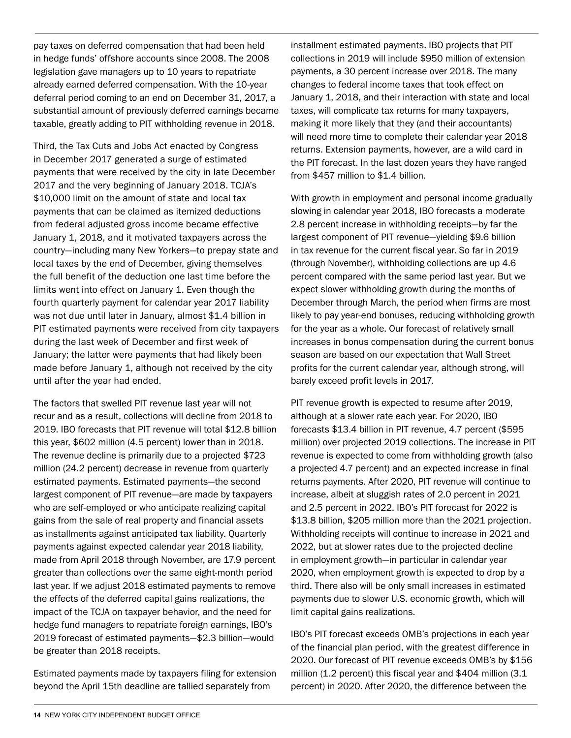pay taxes on deferred compensation that had been held in hedge funds' offshore accounts since 2008. The 2008 legislation gave managers up to 10 years to repatriate already earned deferred compensation. With the 10-year deferral period coming to an end on December 31, 2017, a substantial amount of previously deferred earnings became taxable, greatly adding to PIT withholding revenue in 2018.

Third, the Tax Cuts and Jobs Act enacted by Congress in December 2017 generated a surge of estimated payments that were received by the city in late December 2017 and the very beginning of January 2018. TCJA's $10,000 limit on the amount of state and local tax payments that can be claimed as itemized deductions from federal adjusted gross income became effective January 1, 2018, and it motivated taxpayers across the country—including many New Yorkers—to prepay state and local taxes by the end of December, giving themselves the full benefit of the deduction one last time before the limits went into effect on January 1. Even though the fourth quarterly payment for calendar year 2017 liability was not due until later in January, almost $1.4 billion in PIT estimated payments were received from city taxpayers during the last week of December and first week of January; the latter were payments that had likely been made before January 1, although not received by the city until after the year had ended.

The factors that swelled PIT revenue last year will not recur and as a result, collections will decline from 2018 to 2019. IBO forecasts that PIT revenue will total $12.8 billion this year, $602 million (4.5 percent) lower than in 2018. The revenue decline is primarily due to a projected $723 million (24.2 percent) decrease in revenue from quarterly estimated payments. Estimated payments—the second largest component of PIT revenue—are made by taxpayers who are self-employed or who anticipate realizing capital gains from the sale of real property and financial assets as installments against anticipated tax liability. Quarterly payments against expected calendar year 2018 liability, made from April 2018 through November, are 17.9 percent greater than collections over the same eight-month period last year. If we adjust 2018 estimated payments to remove the effects of the deferred capital gains realizations, the impact of the TCJA on taxpayer behavior, and the need for hedge fund managers to repatriate foreign earnings, IBO's 2019 forecast of estimated payments—$2.3 billion—would be greater than 2018 receipts.

Estimated payments made by taxpayers filing for extension beyond the April 15th deadline are tallied separately from installment estimated payments. IBO projects that PIT collections in 2019 will include $950 million of extension payments, a 30 percent increase over 2018. The many changes to federal income taxes that took effect on January 1, 2018, and their interaction with state and local taxes, will complicate tax returns for many taxpayers, making it more likely that they (and their accountants) will need more time to complete their calendar year 2018 returns. Extension payments, however, are a wild card in the PIT forecast. In the last dozen years they have ranged from $457 million to $1.4 billion.

With growth in employment and personal income gradually slowing in calendar year 2018, IBO forecasts a moderate 2.8 percent increase in withholding receipts—by far the largest component of PIT revenue—yielding $9.6 billion in tax revenue for the current fiscal year. So far in 2019 (through November), withholding collections are up 4.6 percent compared with the same period last year. But we expect slower withholding growth during the months of December through March, the period when firms are most likely to pay year-end bonuses, reducing withholding growth for the year as a whole. Our forecast of relatively small increases in bonus compensation during the current bonus season are based on our expectation that Wall Street profits for the current calendar year, although strong, will barely exceed profit levels in 2017.

PIT revenue growth is expected to resume after 2019, although at a slower rate each year. For 2020, IBO forecasts $13.4 billion in PIT revenue, 4.7 percent ($595 million) over projected 2019 collections. The increase in PIT revenue is expected to come from withholding growth (also a projected 4.7 percent) and an expected increase in final returns payments. After 2020, PIT revenue will continue to increase, albeit at sluggish rates of 2.0 percent in 2021 and 2.5 percent in 2022. IBO's PIT forecast for 2022 is $13.8 billion, $205 million more than the 2021 projection. Withholding receipts will continue to increase in 2021 and 2022, but at slower rates due to the projected decline in employment growth—in particular in calendar year 2020, when employment growth is expected to drop by a third. There also will be only small increases in estimated payments due to slower U.S. economic growth, which will limit capital gains realizations.

IBO's PIT forecast exceeds OMB's projections in each year of the financial plan period, with the greatest difference in 2020. Our forecast of PIT revenue exceeds OMB's by $156 million (1.2 percent) this fiscal year and $404 million (3.1 percent) in 2020. After 2020, the difference between the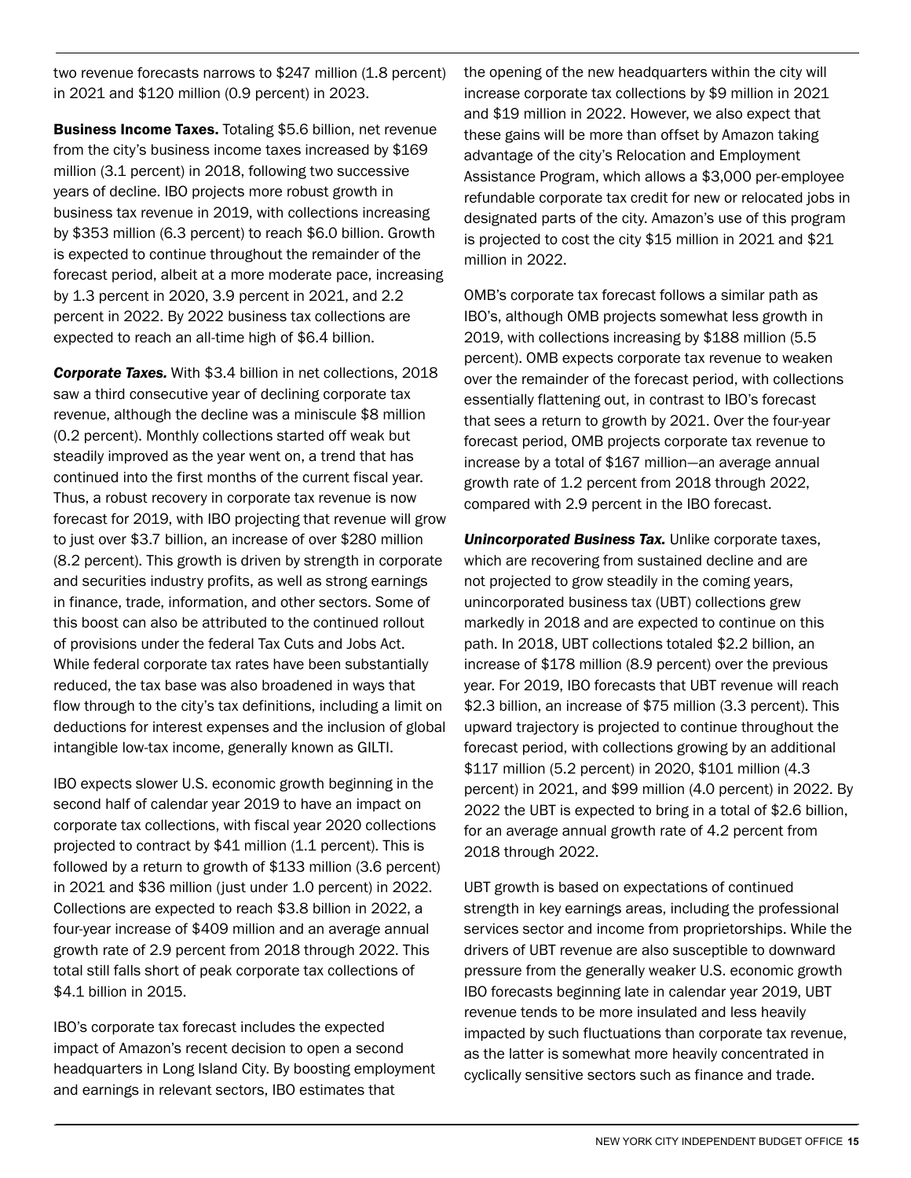two revenue forecasts narrows to $247 million (1.8 percent) in 2021 and $120 million (0.9 percent) in 2023.

**Business Income Taxes.** Totaling $5.6 billion, net revenue from the city's business income taxes increased by $169 million (3.1 percent) in 2018, following two successive years of decline. IBO projects more robust growth in business tax revenue in 2019, with collections increasing by $353 million (6.3 percent) to reach $6.0 billion. Growth is expected to continue throughout the remainder of the forecast period, albeit at a more moderate pace, increasing by 1.3 percent in 2020, 3.9 percent in 2021, and 2.2 percent in 2022. By 2022 business tax collections are expected to reach an all-time high of $6.4 billion.

***Corporate Taxes.*** With $3.4 billion in net collections, 2018 saw a third consecutive year of declining corporate tax revenue, although the decline was a miniscule $8 million (0.2 percent). Monthly collections started off weak but steadily improved as the year went on, a trend that has continued into the first months of the current fiscal year. Thus, a robust recovery in corporate tax revenue is now forecast for 2019, with IBO projecting that revenue will grow to just over $3.7 billion, an increase of over $280 million (8.2 percent). This growth is driven by strength in corporate and securities industry profits, as well as strong earnings in finance, trade, information, and other sectors. Some of this boost can also be attributed to the continued rollout of provisions under the federal Tax Cuts and Jobs Act. While federal corporate tax rates have been substantially reduced, the tax base was also broadened in ways that flow through to the city's tax definitions, including a limit on deductions for interest expenses and the inclusion of global intangible low-tax income, generally known as GILTI.

IBO expects slower U.S. economic growth beginning in the second half of calendar year 2019 to have an impact on corporate tax collections, with fiscal year 2020 collections projected to contract by $41 million (1.1 percent). This is followed by a return to growth of $133 million (3.6 percent) in 2021 and $36 million (just under 1.0 percent) in 2022. Collections are expected to reach $3.8 billion in 2022, a four-year increase of $409 million and an average annual growth rate of 2.9 percent from 2018 through 2022. This total still falls short of peak corporate tax collections of $4.1 billion in 2015.

IBO's corporate tax forecast includes the expected impact of Amazon's recent decision to open a second headquarters in Long Island City. By boosting employment and earnings in relevant sectors, IBO estimates that the opening of the new headquarters within the city will increase corporate tax collections by $9 million in 2021 and $19 million in 2022. However, we also expect that these gains will be more than offset by Amazon taking advantage of the city's Relocation and Employment Assistance Program, which allows a $3,000 per-employee refundable corporate tax credit for new or relocated jobs in designated parts of the city. Amazon's use of this program is projected to cost the city $15 million in 2021 and $21 million in 2022.

OMB's corporate tax forecast follows a similar path as IBO's, although OMB projects somewhat less growth in 2019, with collections increasing by $188 million (5.5 percent). OMB expects corporate tax revenue to weaken over the remainder of the forecast period, with collections essentially flattening out, in contrast to IBO's forecast that sees a return to growth by 2021. Over the four-year forecast period, OMB projects corporate tax revenue to increase by a total of $167 million—an average annual growth rate of 1.2 percent from 2018 through 2022, compared with 2.9 percent in the IBO forecast.

***Unincorporated Business Tax.*** Unlike corporate taxes, which are recovering from sustained decline and are not projected to grow steadily in the coming years, unincorporated business tax (UBT) collections grew markedly in 2018 and are expected to continue on this path. In 2018, UBT collections totaled $2.2 billion, an increase of $178 million (8.9 percent) over the previous year. For 2019, IBO forecasts that UBT revenue will reach $2.3 billion, an increase of $75 million (3.3 percent). This upward trajectory is projected to continue throughout the forecast period, with collections growing by an additional $117 million (5.2 percent) in 2020, $101 million (4.3 percent) in 2021, and $99 million (4.0 percent) in 2022. By 2022 the UBT is expected to bring in a total of $2.6 billion, for an average annual growth rate of 4.2 percent from 2018 through 2022.

UBT growth is based on expectations of continued strength in key earnings areas, including the professional services sector and income from proprietorships. While the drivers of UBT revenue are also susceptible to downward pressure from the generally weaker U.S. economic growth IBO forecasts beginning late in calendar year 2019, UBT revenue tends to be more insulated and less heavily impacted by such fluctuations than corporate tax revenue, as the latter is somewhat more heavily concentrated in cyclically sensitive sectors such as finance and trade.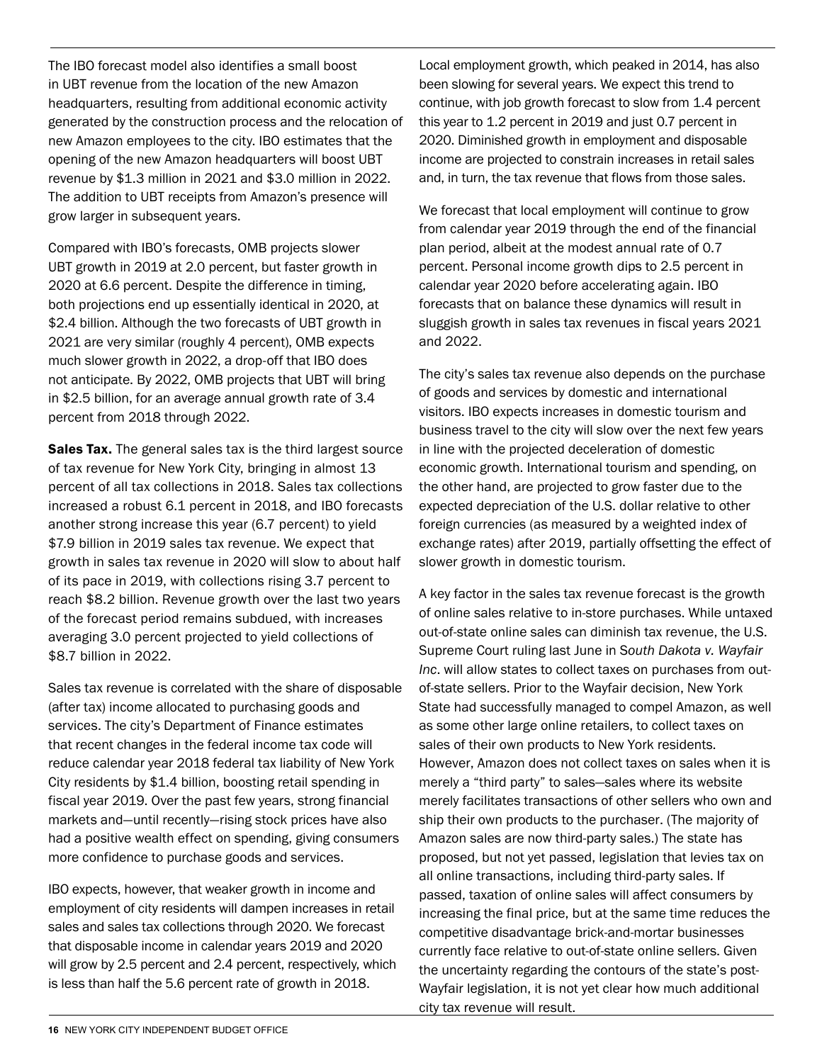The IBO forecast model also identifies a small boost in UBT revenue from the location of the new Amazon headquarters, resulting from additional economic activity generated by the construction process and the relocation of new Amazon employees to the city. IBO estimates that the opening of the new Amazon headquarters will boost UBT revenue by $1.3 million in 2021 and $3.0 million in 2022. The addition to UBT receipts from Amazon's presence will grow larger in subsequent years.

Compared with IBO's forecasts, OMB projects slower UBT growth in 2019 at 2.0 percent, but faster growth in 2020 at 6.6 percent. Despite the difference in timing, both projections end up essentially identical in 2020, at $2.4 billion. Although the two forecasts of UBT growth in 2021 are very similar (roughly 4 percent), OMB expects much slower growth in 2022, a drop-off that IBO does not anticipate. By 2022, OMB projects that UBT will bring in $2.5 billion, for an average annual growth rate of 3.4 percent from 2018 through 2022.

**Sales Tax.** The general sales tax is the third largest source of tax revenue for New York City, bringing in almost 13 percent of all tax collections in 2018. Sales tax collections increased a robust 6.1 percent in 2018, and IBO forecasts another strong increase this year (6.7 percent) to yield $7.9 billion in 2019 sales tax revenue. We expect that growth in sales tax revenue in 2020 will slow to about half of its pace in 2019, with collections rising 3.7 percent to reach $8.2 billion. Revenue growth over the last two years of the forecast period remains subdued, with increases averaging 3.0 percent projected to yield collections of $8.7 billion in 2022.

Sales tax revenue is correlated with the share of disposable (after tax) income allocated to purchasing goods and services. The city's Department of Finance estimates that recent changes in the federal income tax code will reduce calendar year 2018 federal tax liability of New York City residents by $1.4 billion, boosting retail spending in fiscal year 2019. Over the past few years, strong financial markets and—until recently—rising stock prices have also had a positive wealth effect on spending, giving consumers more confidence to purchase goods and services.

IBO expects, however, that weaker growth in income and employment of city residents will dampen increases in retail sales and sales tax collections through 2020. We forecast that disposable income in calendar years 2019 and 2020 will grow by 2.5 percent and 2.4 percent, respectively, which is less than half the 5.6 percent rate of growth in 2018.

Local employment growth, which peaked in 2014, has also been slowing for several years. We expect this trend to continue, with job growth forecast to slow from 1.4 percent this year to 1.2 percent in 2019 and just 0.7 percent in 2020. Diminished growth in employment and disposable income are projected to constrain increases in retail sales and, in turn, the tax revenue that flows from those sales.

We forecast that local employment will continue to grow from calendar year 2019 through the end of the financial plan period, albeit at the modest annual rate of 0.7 percent. Personal income growth dips to 2.5 percent in calendar year 2020 before accelerating again. IBO forecasts that on balance these dynamics will result in sluggish growth in sales tax revenues in fiscal years 2021 and 2022.

The city's sales tax revenue also depends on the purchase of goods and services by domestic and international visitors. IBO expects increases in domestic tourism and business travel to the city will slow over the next few years in line with the projected deceleration of domestic economic growth. International tourism and spending, on the other hand, are projected to grow faster due to the expected depreciation of the U.S. dollar relative to other foreign currencies (as measured by a weighted index of exchange rates) after 2019, partially offsetting the effect of slower growth in domestic tourism.

A key factor in the sales tax revenue forecast is the growth of online sales relative to in-store purchases. While untaxed out-of-state online sales can diminish tax revenue, the U.S. Supreme Court ruling last June in S*outh Dakota v. Wayfair Inc*. will allow states to collect taxes on purchases from out-of-state sellers. Prior to the Wayfair decision, New York State had successfully managed to compel Amazon, as well as some other large online retailers, to collect taxes on sales of their own products to New York residents. However, Amazon does not collect taxes on sales when it is merely a "third party" to sales—sales where its website merely facilitates transactions of other sellers who own and ship their own products to the purchaser. (The majority of Amazon sales are now third-party sales.) The state has proposed, but not yet passed, legislation that levies tax on all online transactions, including third-party sales. If passed, taxation of online sales will affect consumers by increasing the final price, but at the same time reduces the competitive disadvantage brick-and-mortar businesses currently face relative to out-of-state online sellers. Given the uncertainty regarding the contours of the state's post-Wayfair legislation, it is not yet clear how much additional city tax revenue will result.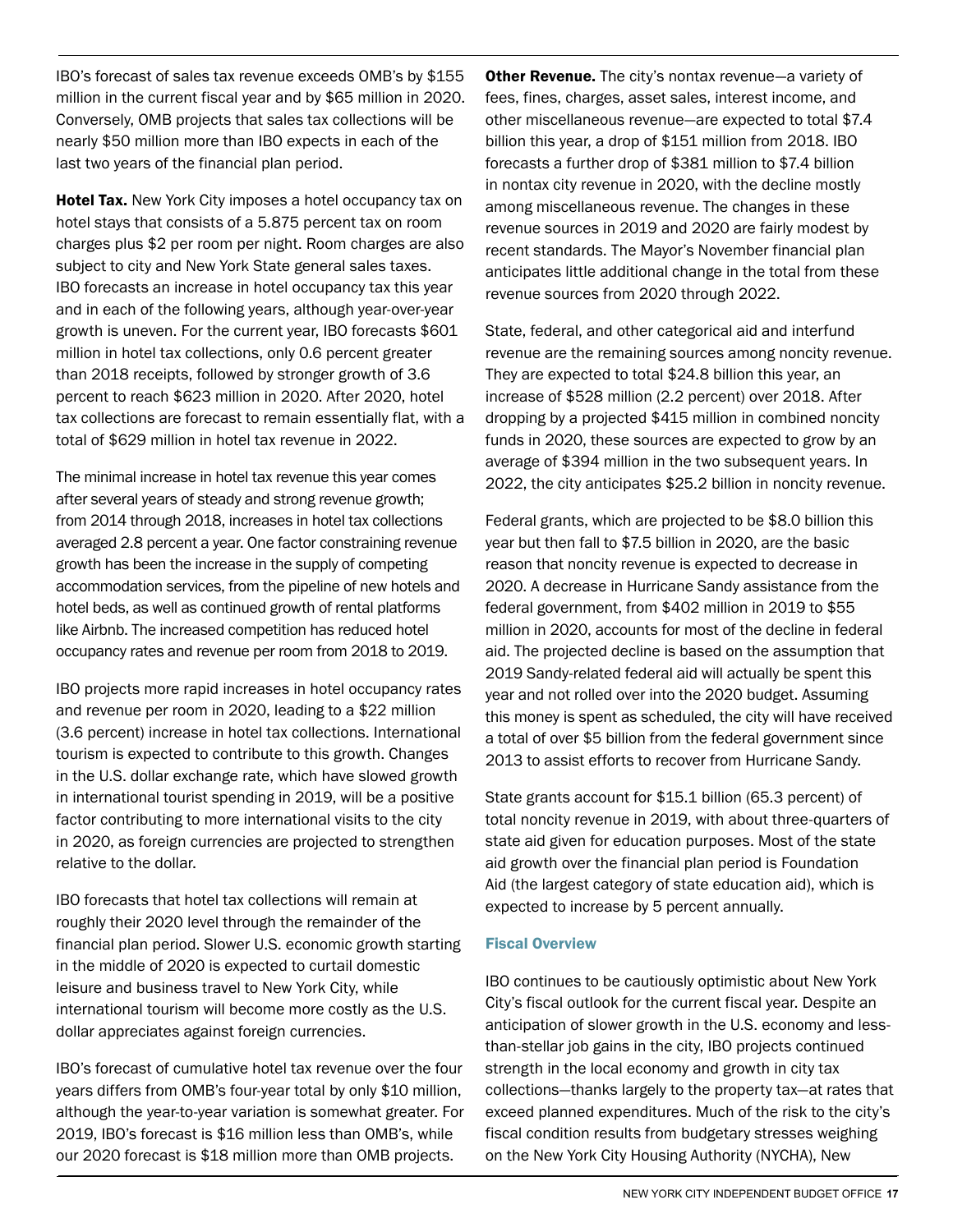IBO's forecast of sales tax revenue exceeds OMB's by $155 million in the current fiscal year and by $65 million in 2020. Conversely, OMB projects that sales tax collections will be nearly $50 million more than IBO expects in each of the last two years of the financial plan period.

**Hotel Tax.** New York City imposes a hotel occupancy tax on hotel stays that consists of a 5.875 percent tax on room charges plus $2 per room per night. Room charges are also subject to city and New York State general sales taxes. IBO forecasts an increase in hotel occupancy tax this year and in each of the following years, although year-over-year growth is uneven. For the current year, IBO forecasts $601 million in hotel tax collections, only 0.6 percent greater than 2018 receipts, followed by stronger growth of 3.6 percent to reach $623 million in 2020. After 2020, hotel tax collections are forecast to remain essentially flat, with a total of $629 million in hotel tax revenue in 2022.

The minimal increase in hotel tax revenue this year comes after several years of steady and strong revenue growth; from 2014 through 2018, increases in hotel tax collections averaged 2.8 percent a year. One factor constraining revenue growth has been the increase in the supply of competing accommodation services, from the pipeline of new hotels and hotel beds, as well as continued growth of rental platforms like Airbnb. The increased competition has reduced hotel occupancy rates and revenue per room from 2018 to 2019.

IBO projects more rapid increases in hotel occupancy rates and revenue per room in 2020, leading to a $22 million (3.6 percent) increase in hotel tax collections. International tourism is expected to contribute to this growth. Changes in the U.S. dollar exchange rate, which have slowed growth in international tourist spending in 2019, will be a positive factor contributing to more international visits to the city in 2020, as foreign currencies are projected to strengthen relative to the dollar.

IBO forecasts that hotel tax collections will remain at roughly their 2020 level through the remainder of the financial plan period. Slower U.S. economic growth starting in the middle of 2020 is expected to curtail domestic leisure and business travel to New York City, while international tourism will become more costly as the U.S. dollar appreciates against foreign currencies.

IBO's forecast of cumulative hotel tax revenue over the four years differs from OMB's four-year total by only $10 million, although the year-to-year variation is somewhat greater. For 2019, IBO's forecast is $16 million less than OMB's, while our 2020 forecast is $18 million more than OMB projects.

**Other Revenue.** The city's nontax revenue—a variety of fees, fines, charges, asset sales, interest income, and other miscellaneous revenue—are expected to total $7.4 billion this year, a drop of $151 million from 2018. IBO forecasts a further drop of $381 million to $7.4 billion in nontax city revenue in 2020, with the decline mostly among miscellaneous revenue. The changes in these revenue sources in 2019 and 2020 are fairly modest by recent standards. The Mayor's November financial plan anticipates little additional change in the total from these revenue sources from 2020 through 2022.

State, federal, and other categorical aid and interfund revenue are the remaining sources among noncity revenue. They are expected to total $24.8 billion this year, an increase of $528 million (2.2 percent) over 2018. After dropping by a projected $415 million in combined noncity funds in 2020, these sources are expected to grow by an average of $394 million in the two subsequent years. In 2022, the city anticipates $25.2 billion in noncity revenue.

Federal grants, which are projected to be $8.0 billion this year but then fall to $7.5 billion in 2020, are the basic reason that noncity revenue is expected to decrease in 2020. A decrease in Hurricane Sandy assistance from the federal government, from $402 million in 2019 to $55 million in 2020, accounts for most of the decline in federal aid. The projected decline is based on the assumption that 2019 Sandy-related federal aid will actually be spent this year and not rolled over into the 2020 budget. Assuming this money is spent as scheduled, the city will have received a total of over $5 billion from the federal government since 2013 to assist efforts to recover from Hurricane Sandy.

State grants account for $15.1 billion (65.3 percent) of total noncity revenue in 2019, with about three-quarters of state aid given for education purposes. Most of the state aid growth over the financial plan period is Foundation Aid (the largest category of state education aid), which is expected to increase by 5 percent annually.

### Fiscal Overview

IBO continues to be cautiously optimistic about New York City's fiscal outlook for the current fiscal year. Despite an anticipation of slower growth in the U.S. economy and less-than-stellar job gains in the city, IBO projects continued strength in the local economy and growth in city tax collections—thanks largely to the property tax—at rates that exceed planned expenditures. Much of the risk to the city's fiscal condition results from budgetary stresses weighing on the New York City Housing Authority (NYCHA), New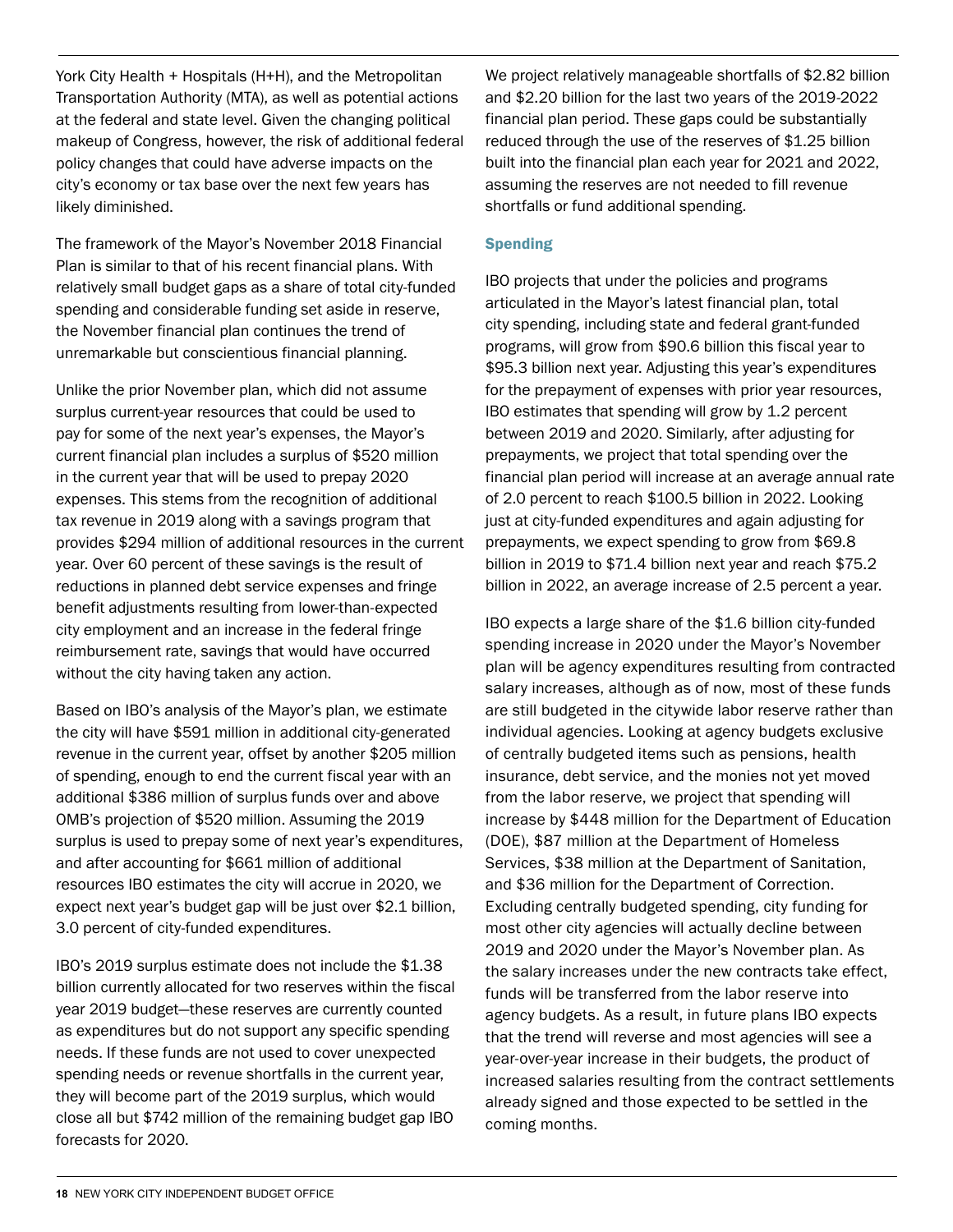York City Health + Hospitals (H+H), and the Metropolitan Transportation Authority (MTA), as well as potential actions at the federal and state level. Given the changing political makeup of Congress, however, the risk of additional federal policy changes that could have adverse impacts on the city's economy or tax base over the next few years has likely diminished.

The framework of the Mayor's November 2018 Financial Plan is similar to that of his recent financial plans. With relatively small budget gaps as a share of total city-funded spending and considerable funding set aside in reserve, the November financial plan continues the trend of unremarkable but conscientious financial planning.

Unlike the prior November plan, which did not assume surplus current-year resources that could be used to pay for some of the next year's expenses, the Mayor's current financial plan includes a surplus of $520 million in the current year that will be used to prepay 2020 expenses. This stems from the recognition of additional tax revenue in 2019 along with a savings program that provides $294 million of additional resources in the current year. Over 60 percent of these savings is the result of reductions in planned debt service expenses and fringe benefit adjustments resulting from lower-than-expected city employment and an increase in the federal fringe reimbursement rate, savings that would have occurred without the city having taken any action.

Based on IBO's analysis of the Mayor's plan, we estimate the city will have $591 million in additional city-generated revenue in the current year, offset by another $205 million of spending, enough to end the current fiscal year with an additional $386 million of surplus funds over and above OMB's projection of $520 million. Assuming the 2019 surplus is used to prepay some of next year's expenditures, and after accounting for $661 million of additional resources IBO estimates the city will accrue in 2020, we expect next year's budget gap will be just over $2.1 billion, 3.0 percent of city-funded expenditures.

IBO's 2019 surplus estimate does not include the $1.38 billion currently allocated for two reserves within the fiscal year 2019 budget—these reserves are currently counted as expenditures but do not support any specific spending needs. If these funds are not used to cover unexpected spending needs or revenue shortfalls in the current year, they will become part of the 2019 surplus, which would close all but $742 million of the remaining budget gap IBO forecasts for 2020.

We project relatively manageable shortfalls of $2.82 billion and $2.20 billion for the last two years of the 2019-2022 financial plan period. These gaps could be substantially reduced through the use of the reserves of $1.25 billion built into the financial plan each year for 2021 and 2022, assuming the reserves are not needed to fill revenue shortfalls or fund additional spending.

### Spending

IBO projects that under the policies and programs articulated in the Mayor's latest financial plan, total city spending, including state and federal grant-funded programs, will grow from $90.6 billion this fiscal year to $95.3 billion next year. Adjusting this year's expenditures for the prepayment of expenses with prior year resources, IBO estimates that spending will grow by 1.2 percent between 2019 and 2020. Similarly, after adjusting for prepayments, we project that total spending over the financial plan period will increase at an average annual rate of 2.0 percent to reach $100.5 billion in 2022. Looking just at city-funded expenditures and again adjusting for prepayments, we expect spending to grow from $69.8 billion in 2019 to $71.4 billion next year and reach $75.2 billion in 2022, an average increase of 2.5 percent a year.

IBO expects a large share of the $1.6 billion city-funded spending increase in 2020 under the Mayor's November plan will be agency expenditures resulting from contracted salary increases, although as of now, most of these funds are still budgeted in the citywide labor reserve rather than individual agencies. Looking at agency budgets exclusive of centrally budgeted items such as pensions, health insurance, debt service, and the monies not yet moved from the labor reserve, we project that spending will increase by $448 million for the Department of Education (DOE), $87 million at the Department of Homeless Services, $38 million at the Department of Sanitation, and $36 million for the Department of Correction. Excluding centrally budgeted spending, city funding for most other city agencies will actually decline between 2019 and 2020 under the Mayor's November plan. As the salary increases under the new contracts take effect, funds will be transferred from the labor reserve into agency budgets. As a result, in future plans IBO expects that the trend will reverse and most agencies will see a year-over-year increase in their budgets, the product of increased salaries resulting from the contract settlements already signed and those expected to be settled in the coming months.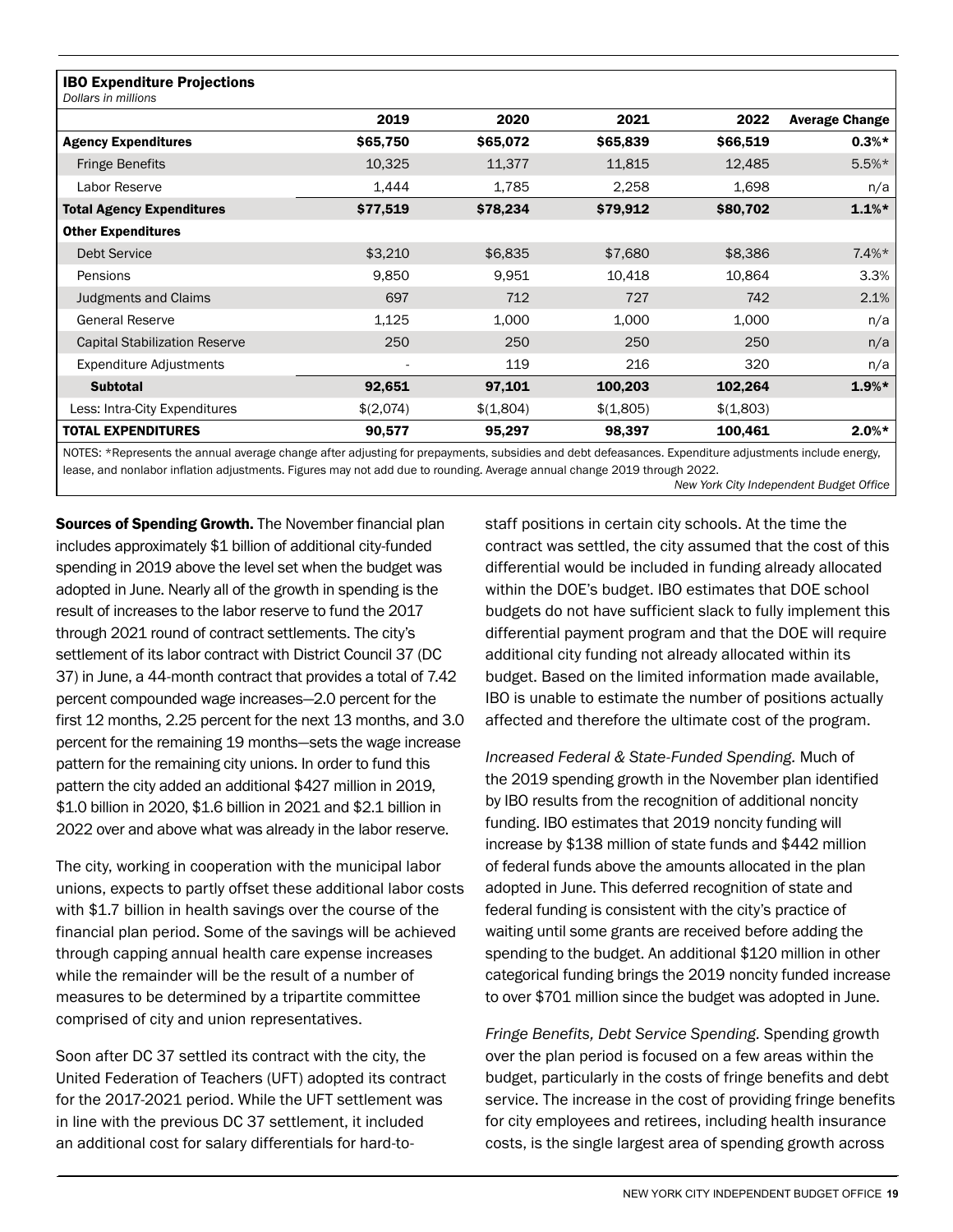**IBO Expenditure Projections**
*Dollars in millions*

| | 2019 | 2020 | 2021 | 2022 | Average Change |
|---|---|---|---|---|---|
| **Agency Expenditures** | **$65,750** | **$65,072** | **$65,839** | **$66,519** | **0.3%*** |
| Fringe Benefits | 10,325 | 11,377 | 11,815 | 12,485 | 5.5%* |
| Labor Reserve | 1,444 | 1,785 | 2,258 | 1,698 | n/a |
| **Total Agency Expenditures** | **$77,519** | **$78,234** | **$79,912** | **$80,702** | **1.1%*** |
| **Other Expenditures** | | | | | |
| Debt Service | $3,210 | $6,835 | $7,680 | $8,386 | 7.4%* |
| Pensions | 9,850 | 9,951 | 10,418 | 10,864 | 3.3% |
| Judgments and Claims | 697 | 712 | 727 | 742 | 2.1% |
| General Reserve | 1,125 | 1,000 | 1,000 | 1,000 | n/a |
| Capital Stabilization Reserve | 250 | 250 | 250 | 250 | n/a |
| Expenditure Adjustments | - | 119 | 216 | 320 | n/a |
| **Subtotal** | **92,651** | **97,101** | **100,203** | **102,264** | **1.9%*** |
| Less: Intra-City Expenditures | $(2,074) | $(1,804) | $(1,805) | $(1,803) | |
| **TOTAL EXPENDITURES** | **90,577** | **95,297** | **98,397** | **100,461** | **2.0%*** |

NOTES: *Represents the annual average change after adjusting for prepayments, subsidies and debt defeasances. Expenditure adjustments include energy, lease, and nonlabor inflation adjustments. Figures may not add due to rounding. Average annual change 2019 through 2022.

*New York City Independent Budget Office*

**Sources of Spending Growth.** The November financial plan includes approximately $1 billion of additional city-funded spending in 2019 above the level set when the budget was adopted in June. Nearly all of the growth in spending is the result of increases to the labor reserve to fund the 2017 through 2021 round of contract settlements. The city's settlement of its labor contract with District Council 37 (DC 37) in June, a 44-month contract that provides a total of 7.42 percent compounded wage increases—2.0 percent for the first 12 months, 2.25 percent for the next 13 months, and 3.0 percent for the remaining 19 months—sets the wage increase pattern for the remaining city unions. In order to fund this pattern the city added an additional $427 million in 2019, $1.0 billion in 2020, $1.6 billion in 2021 and $2.1 billion in 2022 over and above what was already in the labor reserve.

The city, working in cooperation with the municipal labor unions, expects to partly offset these additional labor costs with $1.7 billion in health savings over the course of the financial plan period. Some of the savings will be achieved through capping annual health care expense increases while the remainder will be the result of a number of measures to be determined by a tripartite committee comprised of city and union representatives.

Soon after DC 37 settled its contract with the city, the United Federation of Teachers (UFT) adopted its contract for the 2017-2021 period. While the UFT settlement was in line with the previous DC 37 settlement, it included an additional cost for salary differentials for hard-to-staff positions in certain city schools. At the time the contract was settled, the city assumed that the cost of this differential would be included in funding already allocated within the DOE's budget. IBO estimates that DOE school budgets do not have sufficient slack to fully implement this differential payment program and that the DOE will require additional city funding not already allocated within its budget. Based on the limited information made available, IBO is unable to estimate the number of positions actually affected and therefore the ultimate cost of the program.

*Increased Federal & State-Funded Spending.* Much of the 2019 spending growth in the November plan identified by IBO results from the recognition of additional noncity funding. IBO estimates that 2019 noncity funding will increase by $138 million of state funds and $442 million of federal funds above the amounts allocated in the plan adopted in June. This deferred recognition of state and federal funding is consistent with the city's practice of waiting until some grants are received before adding the spending to the budget. An additional $120 million in other categorical funding brings the 2019 noncity funded increase to over $701 million since the budget was adopted in June.

*Fringe Benefits, Debt Service Spending.* Spending growth over the plan period is focused on a few areas within the budget, particularly in the costs of fringe benefits and debt service. The increase in the cost of providing fringe benefits for city employees and retirees, including health insurance costs, is the single largest area of spending growth across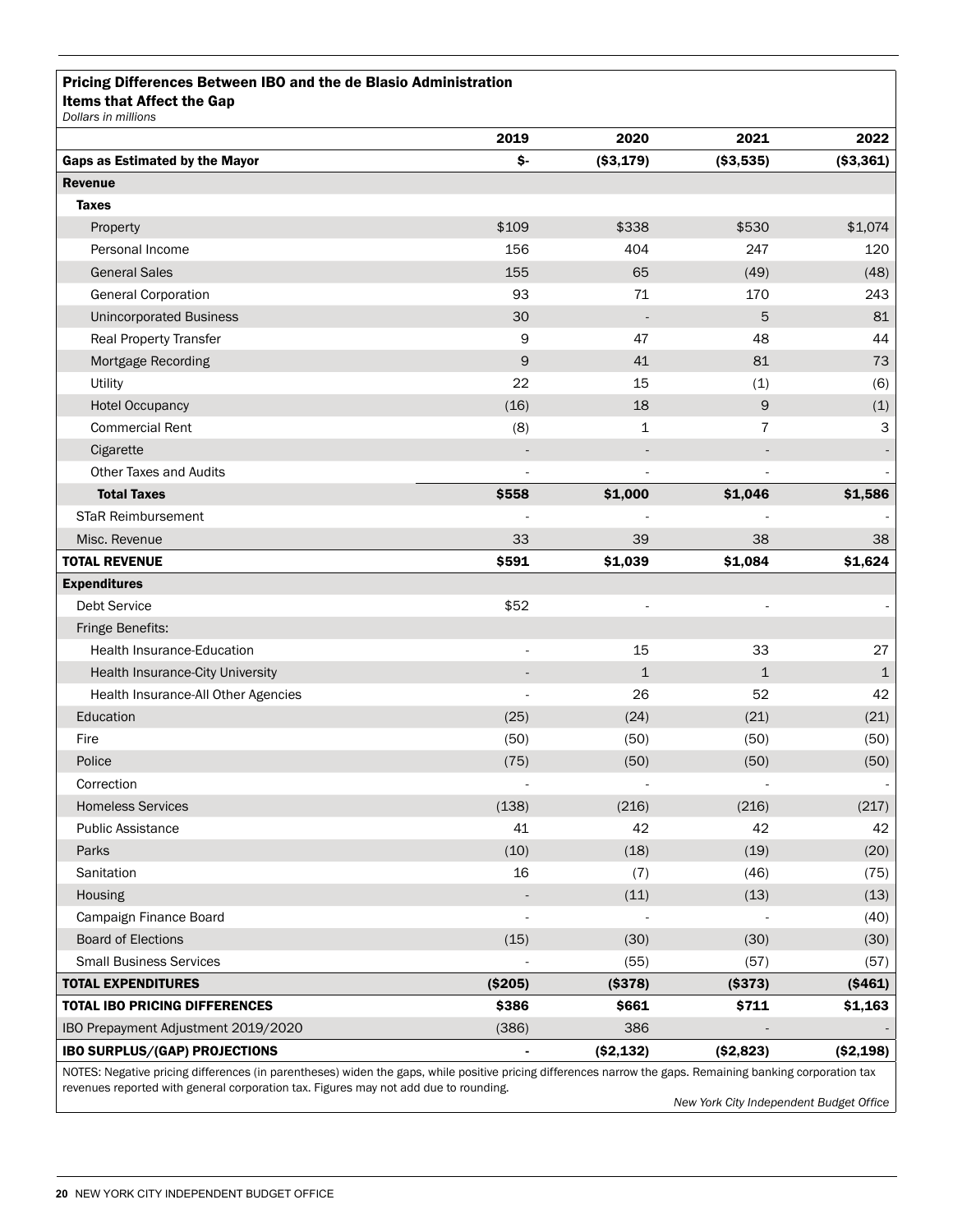**Pricing Differences Between IBO and the de Blasio Administration**
**Items that Affect the Gap**
*Dollars in millions*

| | 2019 | 2020 | 2021 | 2022 |
|---|---|---|---|---|
| **Gaps as Estimated by the Mayor** | **$-** | **($3,179)** | **($3,535)** | **($3,361)** |
| **Revenue** | | | | |
| **Taxes** | | | | |
| Property | $109 | $338 | $530 | $1,074 |
| Personal Income | 156 | 404 | 247 | 120 |
| General Sales | 155 | 65 | (49) | (48) |
| General Corporation | 93 | 71 | 170 | 243 |
| Unincorporated Business | 30 | - | 5 | 81 |
| Real Property Transfer | 9 | 47 | 48 | 44 |
| Mortgage Recording | 9 | 41 | 81 | 73 |
| Utility | 22 | 15 | (1) | (6) |
| Hotel Occupancy | (16) | 18 | 9 | (1) |
| Commercial Rent | (8) | 1 | 7 | 3 |
| Cigarette | - | - | - | - |
| Other Taxes and Audits | - | - | - | - |
| **Total Taxes** | **$558** | **$1,000** | **$1,046** | **$1,586** |
| STaR Reimbursement | - | - | - | - |
| Misc. Revenue | 33 | 39 | 38 | 38 |
| **TOTAL REVENUE** | **$591** | **$1,039** | **$1,084** | **$1,624** |
| **Expenditures** | | | | |
| Debt Service | $52 | - | - | - |
| Fringe Benefits: | | | | |
| Health Insurance-Education | - | 15 | 33 | 27 |
| Health Insurance-City University | - | 1 | 1 | 1 |
| Health Insurance-All Other Agencies | - | 26 | 52 | 42 |
| Education | (25) | (24) | (21) | (21) |
| Fire | (50) | (50) | (50) | (50) |
| Police | (75) | (50) | (50) | (50) |
| Correction | - | - | - | - |
| Homeless Services | (138) | (216) | (216) | (217) |
| Public Assistance | 41 | 42 | 42 | 42 |
| Parks | (10) | (18) | (19) | (20) |
| Sanitation | 16 | (7) | (46) | (75) |
| Housing | - | (11) | (13) | (13) |
| Campaign Finance Board | - | - | - | (40) |
| Board of Elections | (15) | (30) | (30) | (30) |
| Small Business Services | - | (55) | (57) | (57) |
| **TOTAL EXPENDITURES** | **($205)** | **($378)** | **($373)** | **($461)** |
| **TOTAL IBO PRICING DIFFERENCES** | **$386** | **$661** | **$711** | **$1,163** |
| IBO Prepayment Adjustment 2019/2020 | (386) | 386 | - | - |
| **IBO SURPLUS/(GAP) PROJECTIONS** | **-** | **($2,132)** | **($2,823)** | **($2,198)** |

NOTES: Negative pricing differences (in parentheses) widen the gaps, while positive pricing differences narrow the gaps. Remaining banking corporation tax revenues reported with general corporation tax. Figures may not add due to rounding.

*New York City Independent Budget Office*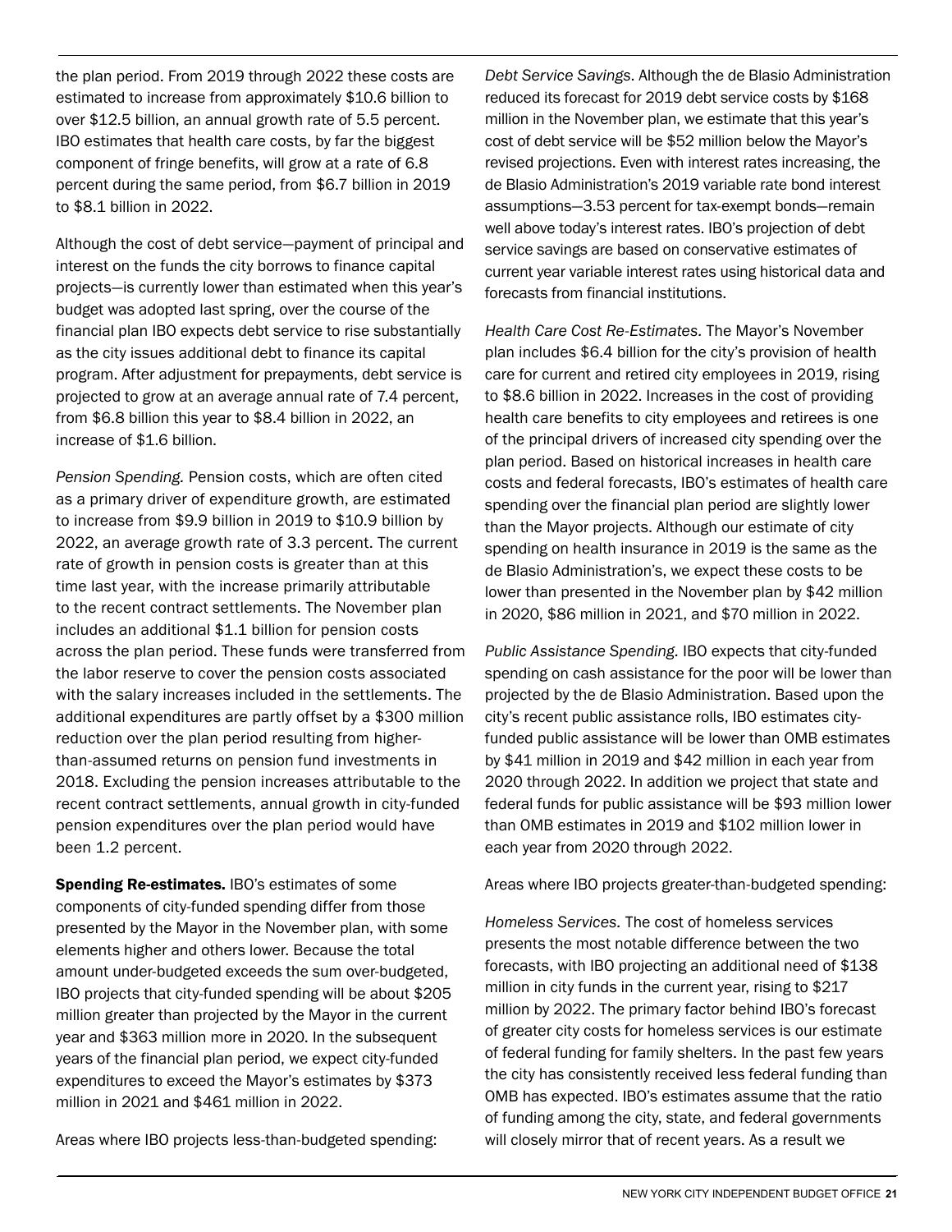the plan period. From 2019 through 2022 these costs are estimated to increase from approximately $10.6 billion to over $12.5 billion, an annual growth rate of 5.5 percent. IBO estimates that health care costs, by far the biggest component of fringe benefits, will grow at a rate of 6.8 percent during the same period, from $6.7 billion in 2019 to $8.1 billion in 2022.

Although the cost of debt service—payment of principal and interest on the funds the city borrows to finance capital projects—is currently lower than estimated when this year's budget was adopted last spring, over the course of the financial plan IBO expects debt service to rise substantially as the city issues additional debt to finance its capital program. After adjustment for prepayments, debt service is projected to grow at an average annual rate of 7.4 percent, from $6.8 billion this year to $8.4 billion in 2022, an increase of $1.6 billion.

*Pension Spending.* Pension costs, which are often cited as a primary driver of expenditure growth, are estimated to increase from $9.9 billion in 2019 to $10.9 billion by 2022, an average growth rate of 3.3 percent. The current rate of growth in pension costs is greater than at this time last year, with the increase primarily attributable to the recent contract settlements. The November plan includes an additional $1.1 billion for pension costs across the plan period. These funds were transferred from the labor reserve to cover the pension costs associated with the salary increases included in the settlements. The additional expenditures are partly offset by a $300 million reduction over the plan period resulting from higher-than-assumed returns on pension fund investments in 2018. Excluding the pension increases attributable to the recent contract settlements, annual growth in city-funded pension expenditures over the plan period would have been 1.2 percent.

**Spending Re-estimates.** IBO's estimates of some components of city-funded spending differ from those presented by the Mayor in the November plan, with some elements higher and others lower. Because the total amount under-budgeted exceeds the sum over-budgeted, IBO projects that city-funded spending will be about $205 million greater than projected by the Mayor in the current year and $363 million more in 2020. In the subsequent years of the financial plan period, we expect city-funded expenditures to exceed the Mayor's estimates by $373 million in 2021 and $461 million in 2022.

Areas where IBO projects less-than-budgeted spending:

*Debt Service Savings.* Although the de Blasio Administration reduced its forecast for 2019 debt service costs by $168 million in the November plan, we estimate that this year's cost of debt service will be $52 million below the Mayor's revised projections. Even with interest rates increasing, the de Blasio Administration's 2019 variable rate bond interest assumptions—3.53 percent for tax-exempt bonds—remain well above today's interest rates. IBO's projection of debt service savings are based on conservative estimates of current year variable interest rates using historical data and forecasts from financial institutions.

*Health Care Cost Re-Estimates.* The Mayor's November plan includes $6.4 billion for the city's provision of health care for current and retired city employees in 2019, rising to $8.6 billion in 2022. Increases in the cost of providing health care benefits to city employees and retirees is one of the principal drivers of increased city spending over the plan period. Based on historical increases in health care costs and federal forecasts, IBO's estimates of health care spending over the financial plan period are slightly lower than the Mayor projects. Although our estimate of city spending on health insurance in 2019 is the same as the de Blasio Administration's, we expect these costs to be lower than presented in the November plan by $42 million in 2020, $86 million in 2021, and $70 million in 2022.

*Public Assistance Spending.* IBO expects that city-funded spending on cash assistance for the poor will be lower than projected by the de Blasio Administration. Based upon the city's recent public assistance rolls, IBO estimates city-funded public assistance will be lower than OMB estimates by $41 million in 2019 and $42 million in each year from 2020 through 2022. In addition we project that state and federal funds for public assistance will be $93 million lower than OMB estimates in 2019 and $102 million lower in each year from 2020 through 2022.

Areas where IBO projects greater-than-budgeted spending:

*Homeless Services.* The cost of homeless services presents the most notable difference between the two forecasts, with IBO projecting an additional need of $138 million in city funds in the current year, rising to $217 million by 2022. The primary factor behind IBO's forecast of greater city costs for homeless services is our estimate of federal funding for family shelters. In the past few years the city has consistently received less federal funding than OMB has expected. IBO's estimates assume that the ratio of funding among the city, state, and federal governments will closely mirror that of recent years. As a result we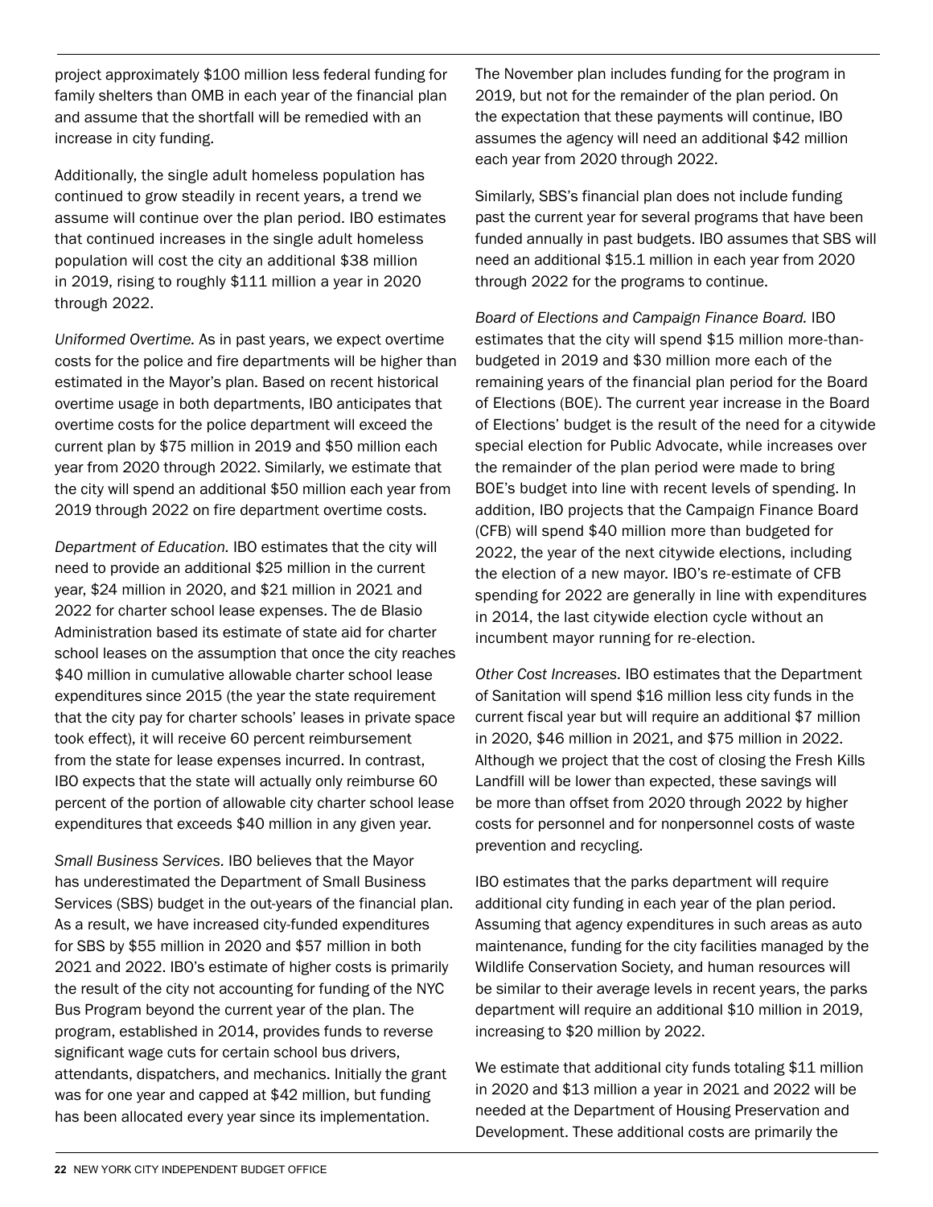project approximately $100 million less federal funding for family shelters than OMB in each year of the financial plan and assume that the shortfall will be remedied with an increase in city funding.

Additionally, the single adult homeless population has continued to grow steadily in recent years, a trend we assume will continue over the plan period. IBO estimates that continued increases in the single adult homeless population will cost the city an additional $38 million in 2019, rising to roughly $111 million a year in 2020 through 2022.

*Uniformed Overtime.* As in past years, we expect overtime costs for the police and fire departments will be higher than estimated in the Mayor's plan. Based on recent historical overtime usage in both departments, IBO anticipates that overtime costs for the police department will exceed the current plan by $75 million in 2019 and $50 million each year from 2020 through 2022. Similarly, we estimate that the city will spend an additional $50 million each year from 2019 through 2022 on fire department overtime costs.

*Department of Education.* IBO estimates that the city will need to provide an additional $25 million in the current year, $24 million in 2020, and $21 million in 2021 and 2022 for charter school lease expenses. The de Blasio Administration based its estimate of state aid for charter school leases on the assumption that once the city reaches $40 million in cumulative allowable charter school lease expenditures since 2015 (the year the state requirement that the city pay for charter schools' leases in private space took effect), it will receive 60 percent reimbursement from the state for lease expenses incurred. In contrast, IBO expects that the state will actually only reimburse 60 percent of the portion of allowable city charter school lease expenditures that exceeds $40 million in any given year.

*Small Business Services.* IBO believes that the Mayor has underestimated the Department of Small Business Services (SBS) budget in the out-years of the financial plan. As a result, we have increased city-funded expenditures for SBS by $55 million in 2020 and $57 million in both 2021 and 2022. IBO's estimate of higher costs is primarily the result of the city not accounting for funding of the NYC Bus Program beyond the current year of the plan. The program, established in 2014, provides funds to reverse significant wage cuts for certain school bus drivers, attendants, dispatchers, and mechanics. Initially the grant was for one year and capped at $42 million, but funding has been allocated every year since its implementation. The November plan includes funding for the program in 2019, but not for the remainder of the plan period. On the expectation that these payments will continue, IBO assumes the agency will need an additional $42 million each year from 2020 through 2022.

Similarly, SBS's financial plan does not include funding past the current year for several programs that have been funded annually in past budgets. IBO assumes that SBS will need an additional $15.1 million in each year from 2020 through 2022 for the programs to continue.

*Board of Elections and Campaign Finance Board.* IBO estimates that the city will spend $15 million more-than-budgeted in 2019 and $30 million more each of the remaining years of the financial plan period for the Board of Elections (BOE). The current year increase in the Board of Elections' budget is the result of the need for a citywide special election for Public Advocate, while increases over the remainder of the plan period were made to bring BOE's budget into line with recent levels of spending. In addition, IBO projects that the Campaign Finance Board (CFB) will spend $40 million more than budgeted for 2022, the year of the next citywide elections, including the election of a new mayor. IBO's re-estimate of CFB spending for 2022 are generally in line with expenditures in 2014, the last citywide election cycle without an incumbent mayor running for re-election.

*Other Cost Increases.* IBO estimates that the Department of Sanitation will spend $16 million less city funds in the current fiscal year but will require an additional $7 million in 2020, $46 million in 2021, and $75 million in 2022. Although we project that the cost of closing the Fresh Kills Landfill will be lower than expected, these savings will be more than offset from 2020 through 2022 by higher costs for personnel and for nonpersonnel costs of waste prevention and recycling.

IBO estimates that the parks department will require additional city funding in each year of the plan period. Assuming that agency expenditures in such areas as auto maintenance, funding for the city facilities managed by the Wildlife Conservation Society, and human resources will be similar to their average levels in recent years, the parks department will require an additional $10 million in 2019, increasing to $20 million by 2022.

We estimate that additional city funds totaling $11 million in 2020 and $13 million a year in 2021 and 2022 will be needed at the Department of Housing Preservation and Development. These additional costs are primarily the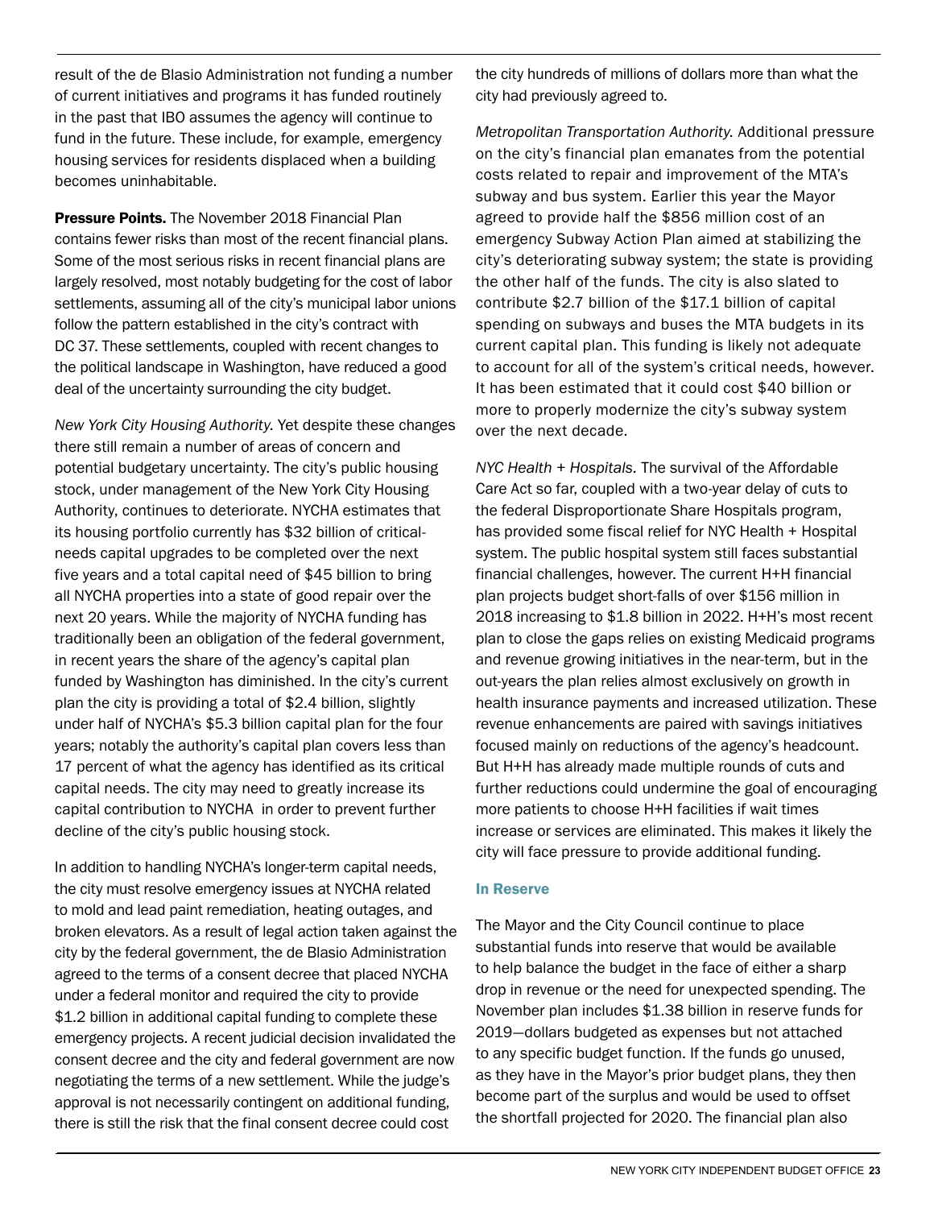result of the de Blasio Administration not funding a number of current initiatives and programs it has funded routinely in the past that IBO assumes the agency will continue to fund in the future. These include, for example, emergency housing services for residents displaced when a building becomes uninhabitable.

**Pressure Points.** The November 2018 Financial Plan contains fewer risks than most of the recent financial plans. Some of the most serious risks in recent financial plans are largely resolved, most notably budgeting for the cost of labor settlements, assuming all of the city's municipal labor unions follow the pattern established in the city's contract with DC 37. These settlements, coupled with recent changes to the political landscape in Washington, have reduced a good deal of the uncertainty surrounding the city budget.

*New York City Housing Authority.* Yet despite these changes there still remain a number of areas of concern and potential budgetary uncertainty. The city's public housing stock, under management of the New York City Housing Authority, continues to deteriorate. NYCHA estimates that its housing portfolio currently has $32 billion of critical-needs capital upgrades to be completed over the next five years and a total capital need of $45 billion to bring all NYCHA properties into a state of good repair over the next 20 years. While the majority of NYCHA funding has traditionally been an obligation of the federal government, in recent years the share of the agency's capital plan funded by Washington has diminished. In the city's current plan the city is providing a total of $2.4 billion, slightly under half of NYCHA's $5.3 billion capital plan for the four years; notably the authority's capital plan covers less than 17 percent of what the agency has identified as its critical capital needs. The city may need to greatly increase its capital contribution to NYCHA in order to prevent further decline of the city's public housing stock.

In addition to handling NYCHA's longer-term capital needs, the city must resolve emergency issues at NYCHA related to mold and lead paint remediation, heating outages, and broken elevators. As a result of legal action taken against the city by the federal government, the de Blasio Administration agreed to the terms of a consent decree that placed NYCHA under a federal monitor and required the city to provide $1.2 billion in additional capital funding to complete these emergency projects. A recent judicial decision invalidated the consent decree and the city and federal government are now negotiating the terms of a new settlement. While the judge's approval is not necessarily contingent on additional funding, there is still the risk that the final consent decree could cost the city hundreds of millions of dollars more than what the city had previously agreed to.

*Metropolitan Transportation Authority.* Additional pressure on the city's financial plan emanates from the potential costs related to repair and improvement of the MTA's subway and bus system. Earlier this year the Mayor agreed to provide half the $856 million cost of an emergency Subway Action Plan aimed at stabilizing the city's deteriorating subway system; the state is providing the other half of the funds. The city is also slated to contribute $2.7 billion of the $17.1 billion of capital spending on subways and buses the MTA budgets in its current capital plan. This funding is likely not adequate to account for all of the system's critical needs, however. It has been estimated that it could cost $40 billion or more to properly modernize the city's subway system over the next decade.

*NYC Health + Hospitals.* The survival of the Affordable Care Act so far, coupled with a two-year delay of cuts to the federal Disproportionate Share Hospitals program, has provided some fiscal relief for NYC Health + Hospital system. The public hospital system still faces substantial financial challenges, however. The current H+H financial plan projects budget short-falls of over $156 million in 2018 increasing to $1.8 billion in 2022. H+H's most recent plan to close the gaps relies on existing Medicaid programs and revenue growing initiatives in the near-term, but in the out-years the plan relies almost exclusively on growth in health insurance payments and increased utilization. These revenue enhancements are paired with savings initiatives focused mainly on reductions of the agency's headcount. But H+H has already made multiple rounds of cuts and further reductions could undermine the goal of encouraging more patients to choose H+H facilities if wait times increase or services are eliminated. This makes it likely the city will face pressure to provide additional funding.

### In Reserve

The Mayor and the City Council continue to place substantial funds into reserve that would be available to help balance the budget in the face of either a sharp drop in revenue or the need for unexpected spending. The November plan includes $1.38 billion in reserve funds for 2019—dollars budgeted as expenses but not attached to any specific budget function. If the funds go unused, as they have in the Mayor's prior budget plans, they then become part of the surplus and would be used to offset the shortfall projected for 2020. The financial plan also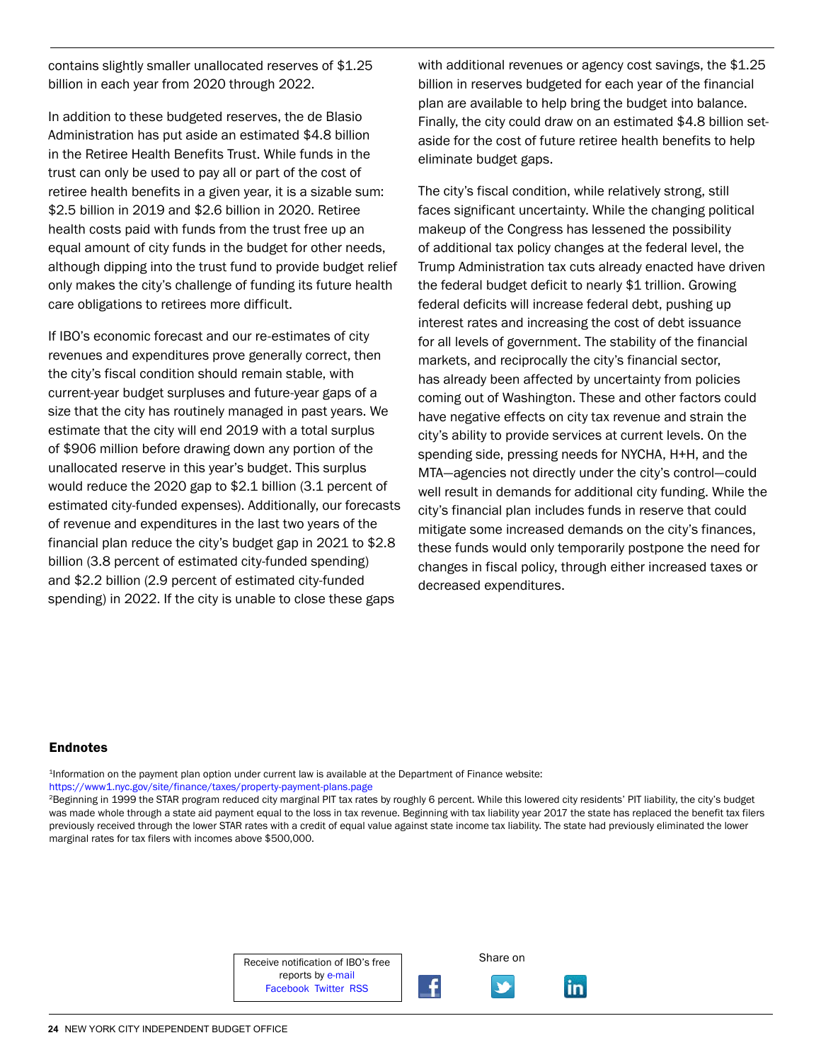contains slightly smaller unallocated reserves of $1.25 billion in each year from 2020 through 2022.

In addition to these budgeted reserves, the de Blasio Administration has put aside an estimated $4.8 billion in the Retiree Health Benefits Trust. While funds in the trust can only be used to pay all or part of the cost of retiree health benefits in a given year, it is a sizable sum: $2.5 billion in 2019 and $2.6 billion in 2020. Retiree health costs paid with funds from the trust free up an equal amount of city funds in the budget for other needs, although dipping into the trust fund to provide budget relief only makes the city's challenge of funding its future health care obligations to retirees more difficult.

If IBO's economic forecast and our re-estimates of city revenues and expenditures prove generally correct, then the city's fiscal condition should remain stable, with current-year budget surpluses and future-year gaps of a size that the city has routinely managed in past years. We estimate that the city will end 2019 with a total surplus of $906 million before drawing down any portion of the unallocated reserve in this year's budget. This surplus would reduce the 2020 gap to $2.1 billion (3.1 percent of estimated city-funded expenses). Additionally, our forecasts of revenue and expenditures in the last two years of the financial plan reduce the city's budget gap in 2021 to $2.8 billion (3.8 percent of estimated city-funded spending) and $2.2 billion (2.9 percent of estimated city-funded spending) in 2022. If the city is unable to close these gaps with additional revenues or agency cost savings, the $1.25 billion in reserves budgeted for each year of the financial plan are available to help bring the budget into balance. Finally, the city could draw on an estimated $4.8 billion set-aside for the cost of future retiree health benefits to help eliminate budget gaps.

The city's fiscal condition, while relatively strong, still faces significant uncertainty. While the changing political makeup of the Congress has lessened the possibility of additional tax policy changes at the federal level, the Trump Administration tax cuts already enacted have driven the federal budget deficit to nearly $1 trillion. Growing federal deficits will increase federal debt, pushing up interest rates and increasing the cost of debt issuance for all levels of government. The stability of the financial markets, and reciprocally the city's financial sector, has already been affected by uncertainty from policies coming out of Washington. These and other factors could have negative effects on city tax revenue and strain the city's ability to provide services at current levels. On the spending side, pressing needs for NYCHA, H+H, and the MTA—agencies not directly under the city's control—could well result in demands for additional city funding. While the city's financial plan includes funds in reserve that could mitigate some increased demands on the city's finances, these funds would only temporarily postpone the need for changes in fiscal policy, through either increased taxes or decreased expenditures.

## Endnotes

[1]Information on the payment plan option under current law is available at the Department of Finance website: https://www1.nyc.gov/site/finance/taxes/property-payment-plans.page

[2]Beginning in 1999 the STAR program reduced city marginal PIT tax rates by roughly 6 percent. While this lowered city residents' PIT liability, the city's budget was made whole through a state aid payment equal to the loss in tax revenue. Beginning with tax liability year 2017 the state has replaced the benefit tax filers previously received through the lower STAR rates with a credit of equal value against state income tax liability. The state had previously eliminated the lower marginal rates for tax filers with incomes above $500,000.

Receive notification of IBO's free reports by e-mail Facebook Twitter RSS

Share on